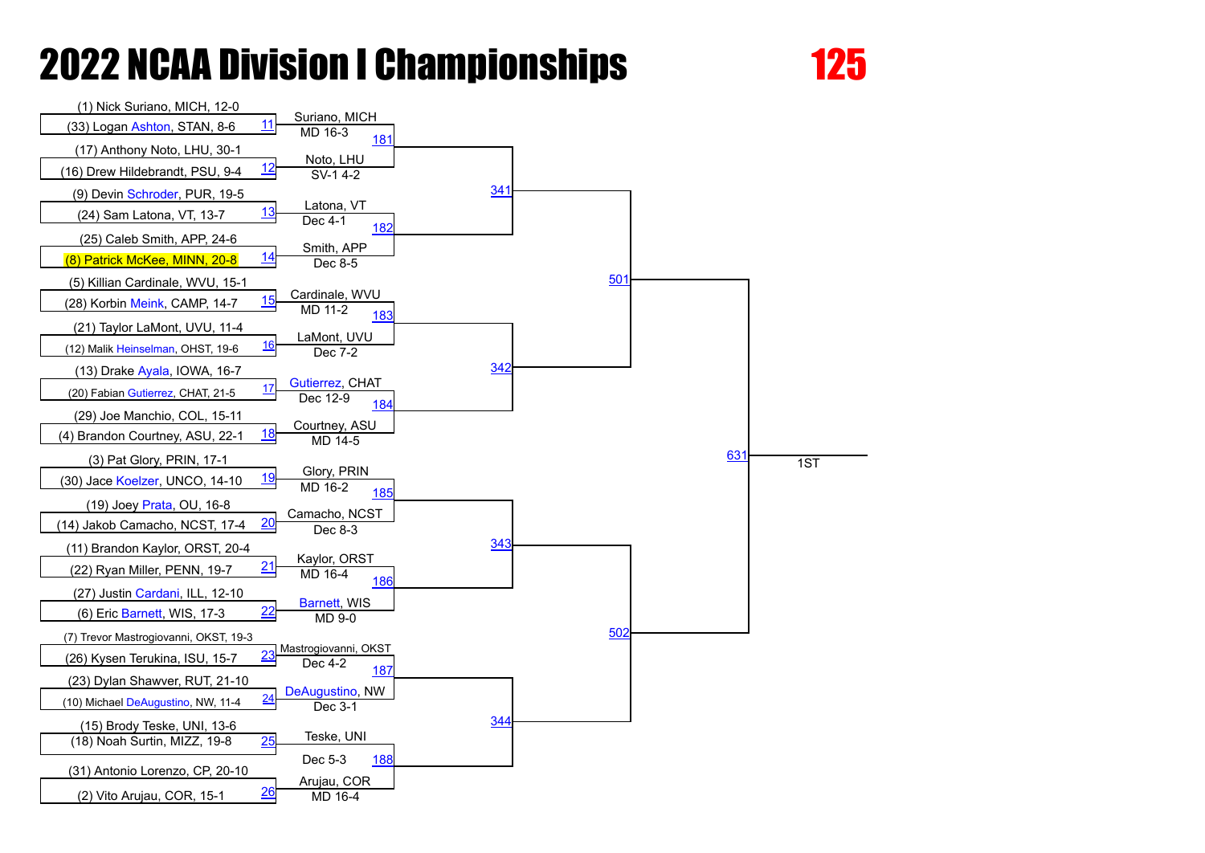# 2022 NCAA Division I Championships

**125**

| Match | Wrestler 1 | Wrestler 2 | Winner | Result | Next Match |
|---|---|---|---|---|---|
| 11 | (1) Nick Suriano, MICH, 12-0 | (33) Logan Ashton, STAN, 8-6 | Suriano, MICH | MD 16-3 | 181 |
| 12 | (17) Anthony Noto, LHU, 30-1 | (16) Drew Hildebrandt, PSU, 9-4 | Noto, LHU | SV-1 4-2 | 181 |
| 13 | (9) Devin Schroder, PUR, 19-5 | (24) Sam Latona, VT, 13-7 | Latona, VT | Dec 4-1 | 182 |
| 14 | (25) Caleb Smith, APP, 24-6 | (8) Patrick McKee, MINN, 20-8 | Smith, APP | Dec 8-5 | 182 |
| 15 | (5) Killian Cardinale, WVU, 15-1 | (28) Korbin Meink, CAMP, 14-7 | Cardinale, WVU | MD 11-2 | 183 |
| 16 | (21) Taylor LaMont, UVU, 11-4 | (12) Malik Heinselman, OHST, 19-6 | LaMont, UVU | Dec 7-2 | 183 |
| 17 | (13) Drake Ayala, IOWA, 16-7 | (20) Fabian Gutierrez, CHAT, 21-5 | Gutierrez, CHAT | Dec 12-9 | 184 |
| 18 | (29) Joe Manchio, COL, 15-11 | (4) Brandon Courtney, ASU, 22-1 | Courtney, ASU | MD 14-5 | 184 |
| 19 | (3) Pat Glory, PRIN, 17-1 | (30) Jace Koelzer, UNCO, 14-10 | Glory, PRIN | MD 16-2 | 185 |
| 20 | (19) Joey Prata, OU, 16-8 | (14) Jakob Camacho, NCST, 17-4 | Camacho, NCST | Dec 8-3 | 185 |
| 21 | (11) Brandon Kaylor, ORST, 20-4 | (22) Ryan Miller, PENN, 19-7 | Kaylor, ORST | MD 16-4 | 186 |
| 22 | (27) Justin Cardani, ILL, 12-10 | (6) Eric Barnett, WIS, 17-3 | Barnett, WIS | MD 9-0 | 186 |
| 23 | (7) Trevor Mastrogiovanni, OKST, 19-3 | (26) Kysen Terukina, ISU, 15-7 | Mastrogiovanni, OKST | Dec 4-2 | 187 |
| 24 | (23) Dylan Shawver, RUT, 21-10 | (10) Michael DeAugustino, NW, 11-4 | DeAugustino, NW | Dec 3-1 | 187 |
| 25 | (15) Brody Teske, UNI, 13-6 | (18) Noah Surtin, MIZZ, 19-8 | Teske, UNI | Dec 5-3 | 188 |
| 26 | (31) Antonio Lorenzo, CP, 20-10 | (2) Vito Arujau, COR, 15-1 | Arujau, COR | MD 16-4 | 188 |

| Round | Matches | Next Match |
|---|---|---|
| Quarterfinals | 181, 182 | 341 |
| Quarterfinals | 183, 184 | 342 |
| Quarterfinals | 185, 186 | 343 |
| Quarterfinals | 187, 188 | 344 |
| Semifinals | 341, 342 | 501 |
| Semifinals | 343, 344 | 502 |
| Final | 501, 502 | 631 |
| 631 | | 1ST |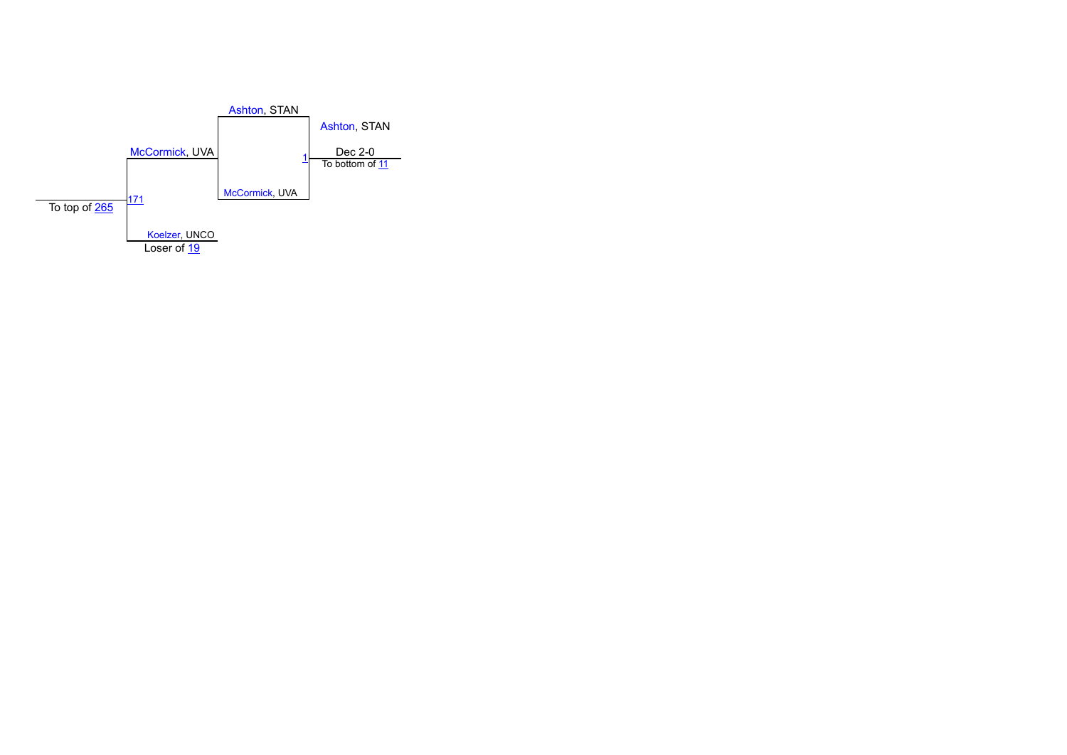Ashton, STAN

Ashton, STAN

McCormick, UVA

1 Dec 2-0

To bottom of 11

171

To top of 265

McCormick, UVA

Koelzer, UNCO

Loser of 19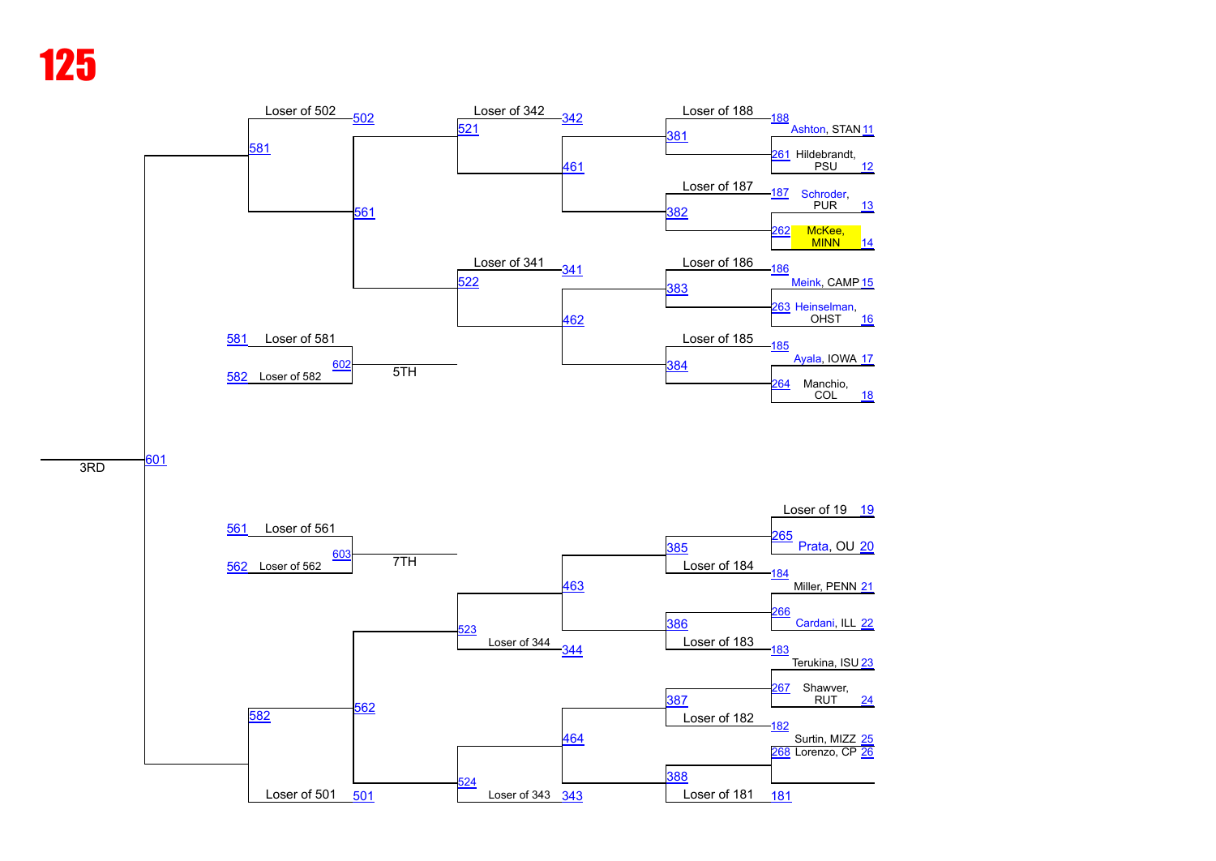# 125

## Consolation Bracket

### Upper half

| Bout | Entry |
|---|---|
| 188 | Ashton, STAN 11 |
| 261 | Hildebrandt, PSU 12 |
| 187 | Schroder, PUR 13 |
| 262 | McKee, MINN 14 |
| 186 | Meink, CAMP 15 |
| 263 | Heinselman, OHST 16 |
| 185 | Ayala, IOWA 17 |
| 264 | Manchio, COL 18 |

- 381: Loser of 188 vs. winner of 261
- 382: Loser of 187 vs. winner of 262
- 383: Loser of 186 vs. winner of 263
- 384: Loser of 185 vs. winner of 264
- 461: Winner of 381 vs. winner of 382
- 462: Winner of 383 vs. winner of 384
- 521: Loser of 342 vs. winner of 461
- 522: Loser of 341 vs. winner of 462
- 561: Winner of 521 vs. winner of 522
- 581: Loser of 502 vs. winner of 561

### Lower half

| Bout | Entry |
|---|---|
| 19 | Loser of 19 |
| 265 | Prata, OU 20 |
| 184 | Miller, PENN 21 |
| 266 | Cardani, ILL 22 |
| 183 | Terukina, ISU 23 |
| 267 | Shawver, RUT 24 |
| 182 | Surtin, MIZZ 25 |
| 268 | Lorenzo, CP 26 |
| 181 | Loser of 181 |

- 385: Winner of 265 vs. Loser of 184
- 386: Winner of 266 vs. Loser of 183
- 387: Winner of 267 vs. Loser of 182
- 388: Winner of 268 vs. Loser of 181
- 463: Winner of 385 vs. winner of 386
- 464: Winner of 387 vs. winner of 388
- 523: Winner of 463 vs. Loser of 344
- 524: Winner of 464 vs. Loser of 343
- 562: Winner of 523 vs. winner of 524
- 582: Winner of 562 vs. Loser of 501

### Placement Matches

- 601 – 3RD: Winner of 581 vs. winner of 582
- 602 – 5TH: Loser of 581 vs. Loser of 582
- 603 – 7TH: Loser of 561 vs. Loser of 562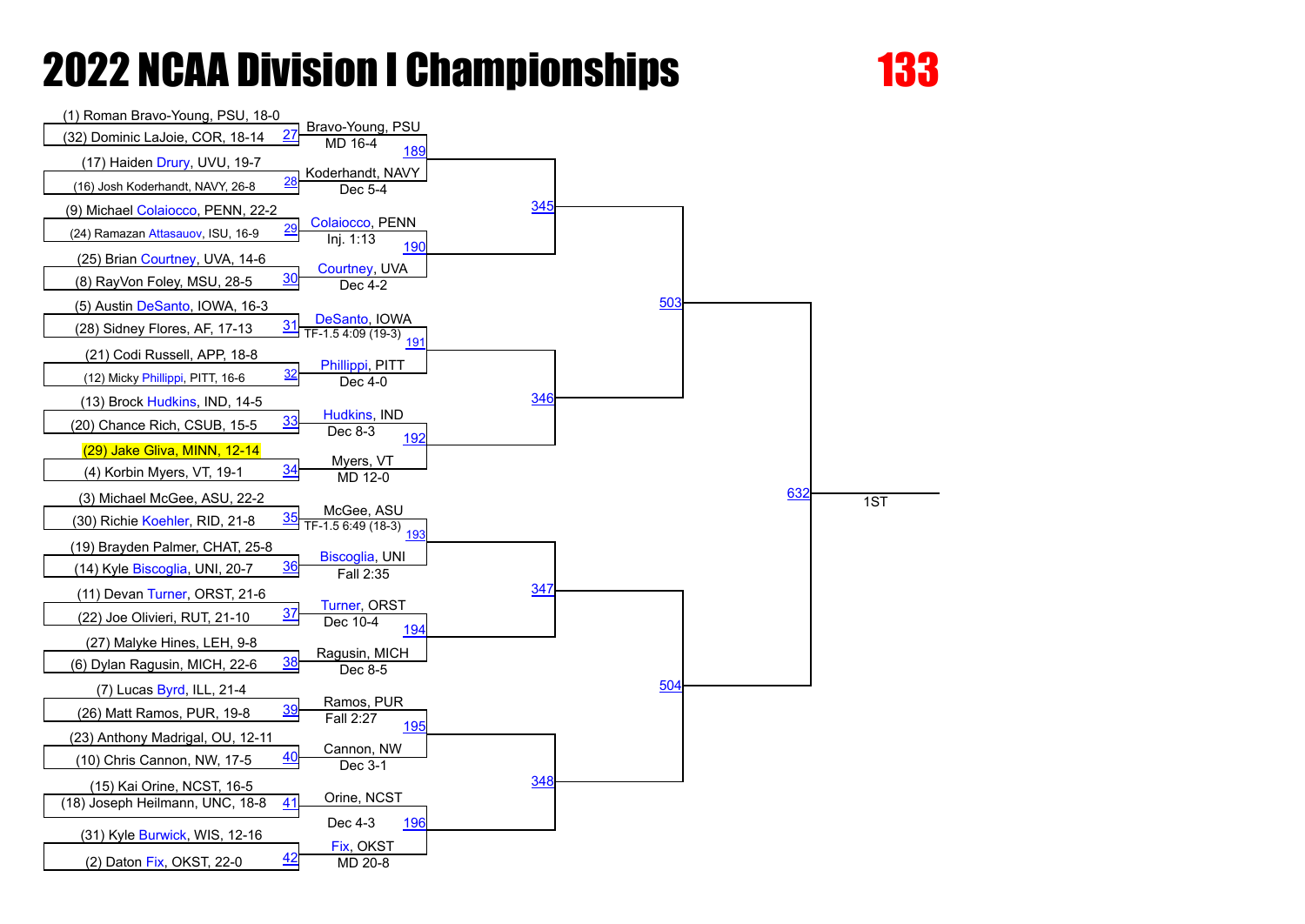# 2022 NCAA Division I Championships

## 133

| Bout | Wrestler 1 | Wrestler 2 | Winner | Result |
|---|---|---|---|---|
| 27 | (1) Roman Bravo-Young, PSU, 18-0 | (32) Dominic LaJoie, COR, 18-14 | Bravo-Young, PSU | MD 16-4 |
| 28 | (17) Haiden Drury, UVU, 19-7 | (16) Josh Koderhandt, NAVY, 26-8 | Koderhandt, NAVY | Dec 5-4 |
| 29 | (9) Michael Colaiocco, PENN, 22-2 | (24) Ramazan Attasauov, ISU, 16-9 | Colaiocco, PENN | Inj. 1:13 |
| 30 | (25) Brian Courtney, UVA, 14-6 | (8) RayVon Foley, MSU, 28-5 | Courtney, UVA | Dec 4-2 |
| 31 | (5) Austin DeSanto, IOWA, 16-3 | (28) Sidney Flores, AF, 17-13 | DeSanto, IOWA | TF-1.5 4:09 (19-3) |
| 32 | (21) Codi Russell, APP, 18-8 | (12) Micky Phillippi, PITT, 16-6 | Phillippi, PITT | Dec 4-0 |
| 33 | (13) Brock Hudkins, IND, 14-5 | (20) Chance Rich, CSUB, 15-5 | Hudkins, IND | Dec 8-3 |
| 34 | (29) Jake Gliva, MINN, 12-14 | (4) Korbin Myers, VT, 19-1 | Myers, VT | MD 12-0 |
| 35 | (3) Michael McGee, ASU, 22-2 | (30) Richie Koehler, RID, 21-8 | McGee, ASU | TF-1.5 6:49 (18-3) |
| 36 | (19) Brayden Palmer, CHAT, 25-8 | (14) Kyle Biscoglia, UNI, 20-7 | Biscoglia, UNI | Fall 2:35 |
| 37 | (11) Devan Turner, ORST, 21-6 | (22) Joe Olivieri, RUT, 21-10 | Turner, ORST | Dec 10-4 |
| 38 | (27) Malyke Hines, LEH, 9-8 | (6) Dylan Ragusin, MICH, 22-6 | Ragusin, MICH | Dec 8-5 |
| 39 | (7) Lucas Byrd, ILL, 21-4 | (26) Matt Ramos, PUR, 19-8 | Ramos, PUR | Fall 2:27 |
| 40 | (23) Anthony Madrigal, OU, 12-11 | (10) Chris Cannon, NW, 17-5 | Cannon, NW | Dec 3-1 |
| 41 | (15) Kai Orine, NCST, 16-5 | (18) Joseph Heilmann, UNC, 18-8 | Orine, NCST | Dec 4-3 |
| 42 | (31) Kyle Burwick, WIS, 12-16 | (2) Daton Fix, OKST, 22-0 | Fix, OKST | MD 20-8 |

Next round bouts: 189, 190, 191, 192, 193, 194, 195, 196

Quarterfinals: 345, 346, 347, 348

Semifinals: 503, 504

Final: 632 — 1ST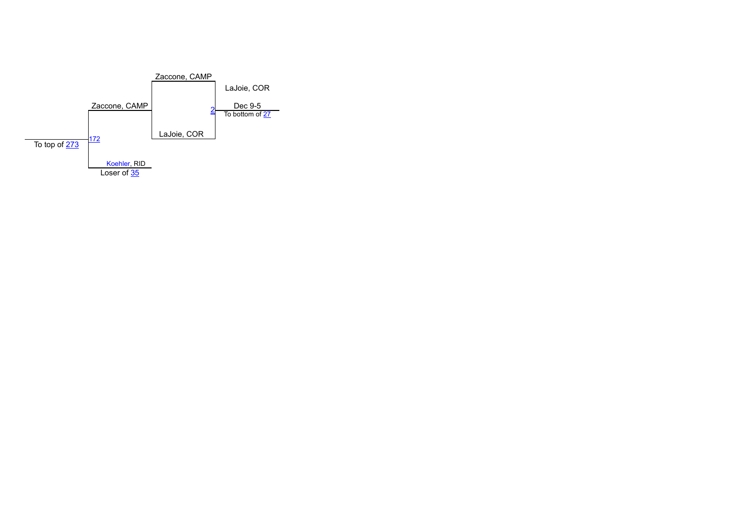Zaccone, CAMP

LaJoie, COR

Zaccone, CAMP

2

Dec 9-5

To bottom of 27

LaJoie, COR

To top of 273

172

Koehler, RID

Loser of 35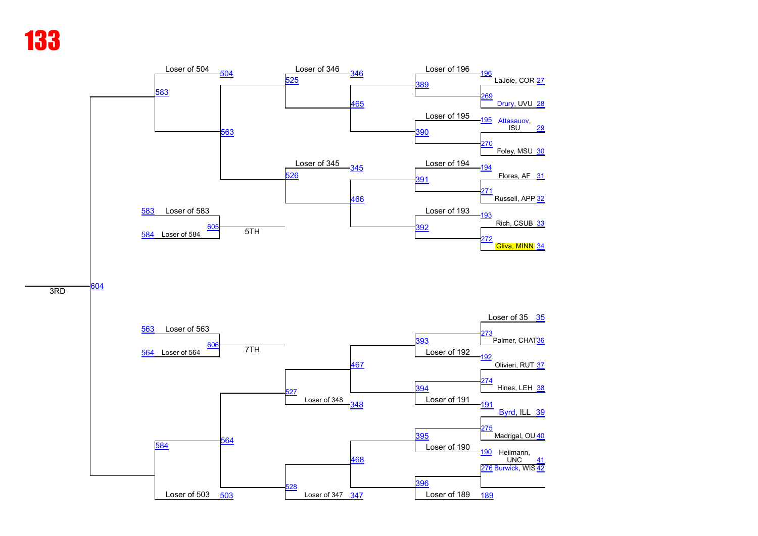# 133

**Consolation bracket (upper half)**

| Bout | Participant A | Participant B |
|---|---|---|
| 269 | LaJoie, COR (27) | Drury, UVU (28) |
| 270 | Attasauov, ISU (29) | Foley, MSU (30) |
| 271 | Flores, AF (31) | Russell, APP (32) |
| 272 | Rich, CSUB (33) | Gliva, MINN (34) |
| 389 | Loser of 196 (196) | Winner of 269 |
| 390 | Loser of 195 (195) | Winner of 270 |
| 391 | Loser of 194 (194) | Winner of 271 |
| 392 | Loser of 193 (193) | Winner of 272 |
| 465 | Winner of 389 | Winner of 390 |
| 466 | Winner of 391 | Winner of 392 |
| 525 | Loser of 346 (346) | Winner of 465 |
| 526 | Loser of 345 (345) | Winner of 466 |
| 563 | Winner of 525 | Winner of 526 |
| 583 | Loser of 504 (504) | Winner of 563 |

**Consolation bracket (lower half)**

| Bout | Participant A | Participant B |
|---|---|---|
| 273 | Loser of 35 (35) | Palmer, CHAT (36) |
| 274 | Olivieri, RUT (37) | Hines, LEH (38) |
| 275 | Byrd, ILL (39) | Madrigal, OU (40) |
| 276 | Heilmann, UNC (41) | Burwick, WIS (42) |
| 393 | Winner of 273 | Loser of 192 (192) |
| 394 | Winner of 274 | Loser of 191 (191) |
| 395 | Winner of 275 | Loser of 190 (190) |
| 396 | Winner of 276 | Loser of 189 (189) |
| 467 | Winner of 393 | Winner of 394 |
| 468 | Winner of 395 | Winner of 396 |
| 527 | Winner of 467 | Loser of 348 (348) |
| 528 | Winner of 468 | Loser of 347 (347) |
| 564 | Winner of 527 | Winner of 528 |
| 584 | Winner of 564 | Loser of 503 (503) |

**Placement bouts**

| Bout | Participant A | Participant B | Place |
|---|---|---|---|
| 604 | Winner of 583 | Winner of 584 | 3RD |
| 605 | Loser of 583 (583) | Loser of 584 (584) | 5TH |
| 606 | Loser of 563 (563) | Loser of 564 (564) | 7TH |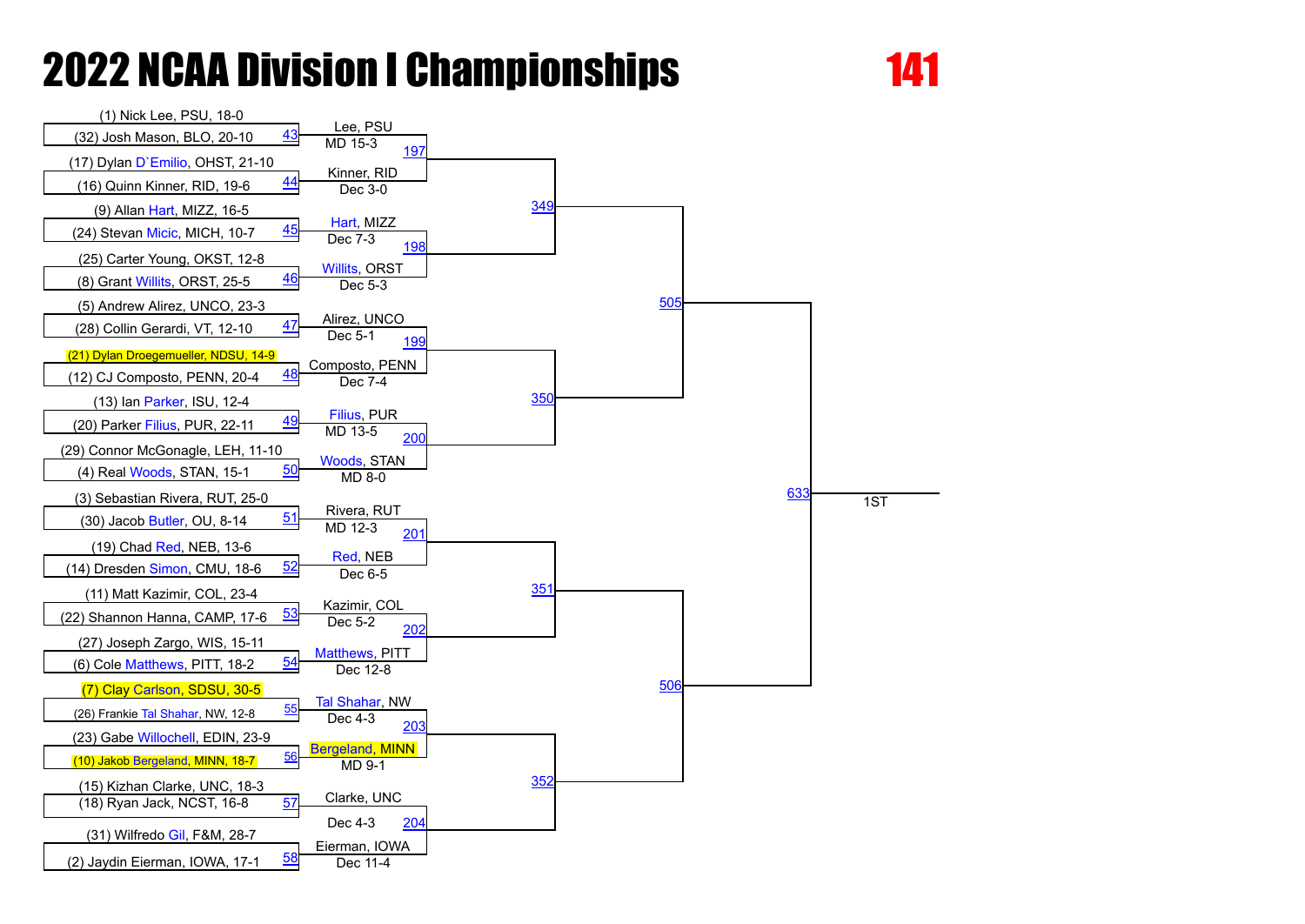# 2022 NCAA Division I Championships

**141**

## First Round

| Bout | Wrestler 1 | Wrestler 2 | Winner | Result |
|---|---|---|---|---|
| 43 | (1) Nick Lee, PSU, 18-0 | (32) Josh Mason, BLO, 20-10 | Lee, PSU | MD 15-3 |
| 44 | (17) Dylan D`Emilio, OHST, 21-10 | (16) Quinn Kinner, RID, 19-6 | Kinner, RID | Dec 3-0 |
| 45 | (9) Allan Hart, MIZZ, 16-5 | (24) Stevan Micic, MICH, 10-7 | Hart, MIZZ | Dec 7-3 |
| 46 | (25) Carter Young, OKST, 12-8 | (8) Grant Willits, ORST, 25-5 | Willits, ORST | Dec 5-3 |
| 47 | (5) Andrew Alirez, UNCO, 23-3 | (28) Collin Gerardi, VT, 12-10 | Alirez, UNCO | Dec 5-1 |
| 48 | (21) Dylan Droegemueller, NDSU, 14-9 | (12) CJ Composto, PENN, 20-4 | Composto, PENN | Dec 7-4 |
| 49 | (13) Ian Parker, ISU, 12-4 | (20) Parker Filius, PUR, 22-11 | Filius, PUR | MD 13-5 |
| 50 | (29) Connor McGonagle, LEH, 11-10 | (4) Real Woods, STAN, 15-1 | Woods, STAN | MD 8-0 |
| 51 | (3) Sebastian Rivera, RUT, 25-0 | (30) Jacob Butler, OU, 8-14 | Rivera, RUT | MD 12-3 |
| 52 | (19) Chad Red, NEB, 13-6 | (14) Dresden Simon, CMU, 18-6 | Red, NEB | Dec 6-5 |
| 53 | (11) Matt Kazimir, COL, 23-4 | (22) Shannon Hanna, CAMP, 17-6 | Kazimir, COL | Dec 5-2 |
| 54 | (27) Joseph Zargo, WIS, 15-11 | (6) Cole Matthews, PITT, 18-2 | Matthews, PITT | Dec 12-8 |
| 55 | (7) Clay Carlson, SDSU, 30-5 | (26) Frankie Tal Shahar, NW, 12-8 | Tal Shahar, NW | Dec 4-3 |
| 56 | (23) Gabe Willochell, EDIN, 23-9 | (10) Jakob Bergeland, MINN, 18-7 | Bergeland, MINN | MD 9-1 |
| 57 | (15) Kizhan Clarke, UNC, 18-3 | (18) Ryan Jack, NCST, 16-8 | Clarke, UNC | Dec 4-3 |
| 58 | (31) Wilfredo Gil, F&M, 28-7 | (2) Jaydin Eierman, IOWA, 17-1 | Eierman, IOWA | Dec 11-4 |

## Second Round

| Bout | Match |
|---|---|
| 197 | Lee, PSU vs. Kinner, RID |
| 198 | Hart, MIZZ vs. Willits, ORST |
| 199 | Alirez, UNCO vs. Composto, PENN |
| 200 | Filius, PUR vs. Woods, STAN |
| 201 | Rivera, RUT vs. Red, NEB |
| 202 | Kazimir, COL vs. Matthews, PITT |
| 203 | Tal Shahar, NW vs. Bergeland, MINN |
| 204 | Clarke, UNC vs. Eierman, IOWA |

## Quarterfinals

| Bout | Match |
|---|---|
| 349 | Winner 197 vs. Winner 198 |
| 350 | Winner 199 vs. Winner 200 |
| 351 | Winner 201 vs. Winner 202 |
| 352 | Winner 203 vs. Winner 204 |

## Semifinals

| Bout | Match |
|---|---|
| 505 | Winner 349 vs. Winner 350 |
| 506 | Winner 351 vs. Winner 352 |

## Final

| Bout | Match |
|---|---|
| 633 | Winner 505 vs. Winner 506 |

1ST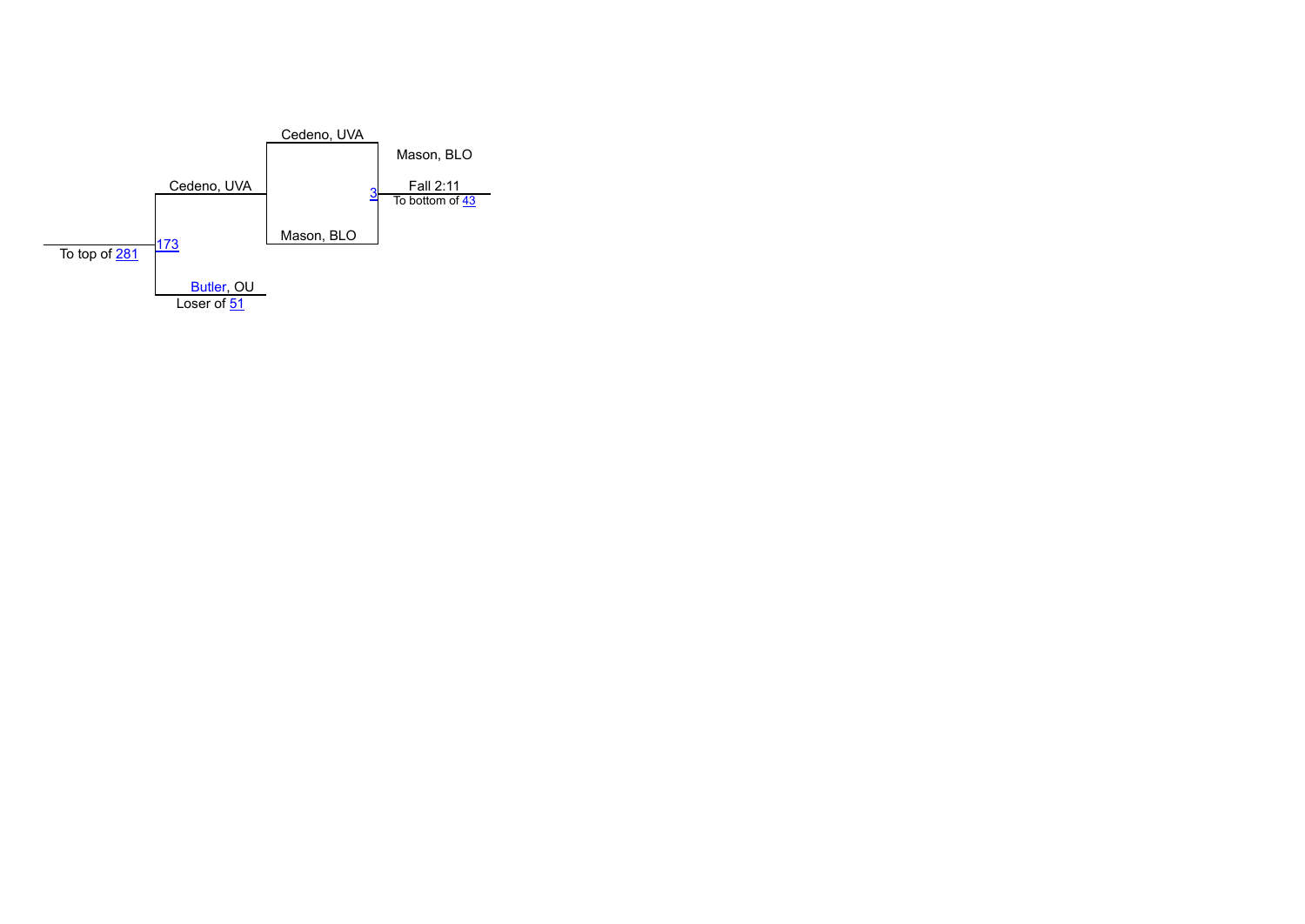Cedeno, UVA

Mason, BLO

Cedeno, UVA

3 Fall 2:11

To bottom of 43

Mason, BLO

173

To top of 281

Butler, OU

Loser of 51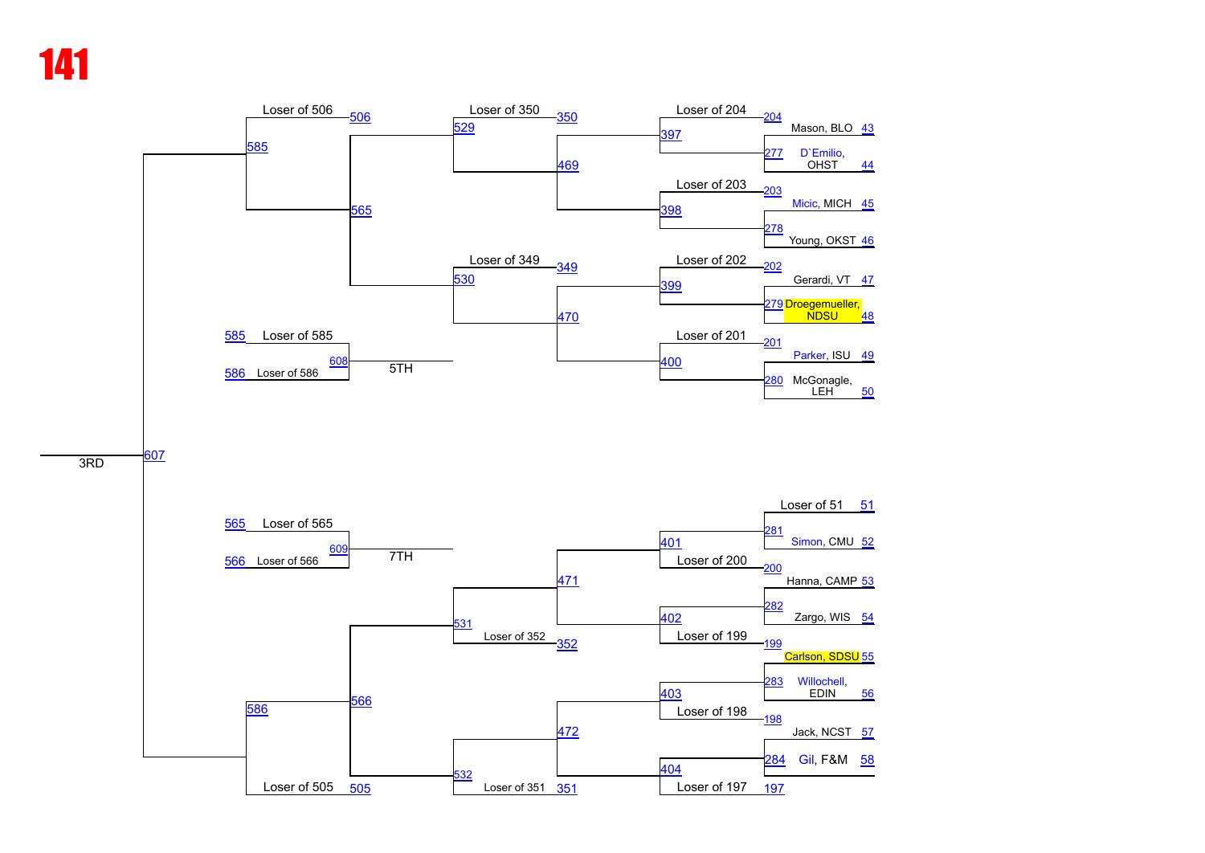# 141

## Consolation Bracket

| Bout | Entry A | Entry B |
|---|---|---|
| 277 | Mason, BLO (43) | D`Emilio, OHST (44) |
| 278 | Micic, MICH (45) | Young, OKST (46) |
| 279 | Gerardi, VT (47) | Droegemueller, NDSU (48) |
| 280 | Parker, ISU (49) | McGonagle, LEH (50) |
| 281 | Loser of 51 (51) | Simon, CMU (52) |
| 282 | Hanna, CAMP (53) | Zargo, WIS (54) |
| 283 | Carlson, SDSU (55) | Willochell, EDIN (56) |
| 284 | Jack, NCST (57) | Gil, F&M (58) |
| 397 | Loser of 204 (204) | Winner of 277 |
| 398 | Loser of 203 (203) | Winner of 278 |
| 399 | Loser of 202 (202) | Winner of 279 |
| 400 | Loser of 201 (201) | Winner of 280 |
| 401 | Winner of 281 | Loser of 200 (200) |
| 402 | Winner of 282 | Loser of 199 (199) |
| 403 | Winner of 283 | Loser of 198 (198) |
| 404 | Winner of 284 | Loser of 197 (197) |
| 469 | Winner of 397 | Winner of 398 |
| 470 | Winner of 399 | Winner of 400 |
| 471 | Winner of 401 | Winner of 402 |
| 472 | Winner of 403 | Winner of 404 |
| 529 | Loser of 350 (350) | Winner of 469 |
| 530 | Loser of 349 (349) | Winner of 470 |
| 531 | Winner of 471 | Loser of 352 (352) |
| 532 | Winner of 472 | Loser of 351 (351) |
| 565 | Winner of 529 | Winner of 530 |
| 566 | Winner of 531 | Winner of 532 |
| 585 | Loser of 506 (506) | Winner of 565 |
| 586 | Winner of 566 | Loser of 505 (505) |
| 607 – 3RD | Winner of 585 | Winner of 586 |
| 608 – 5TH | Loser of 585 (585) | Loser of 586 (586) |
| 609 – 7TH | Loser of 565 (565) | Loser of 566 (566) |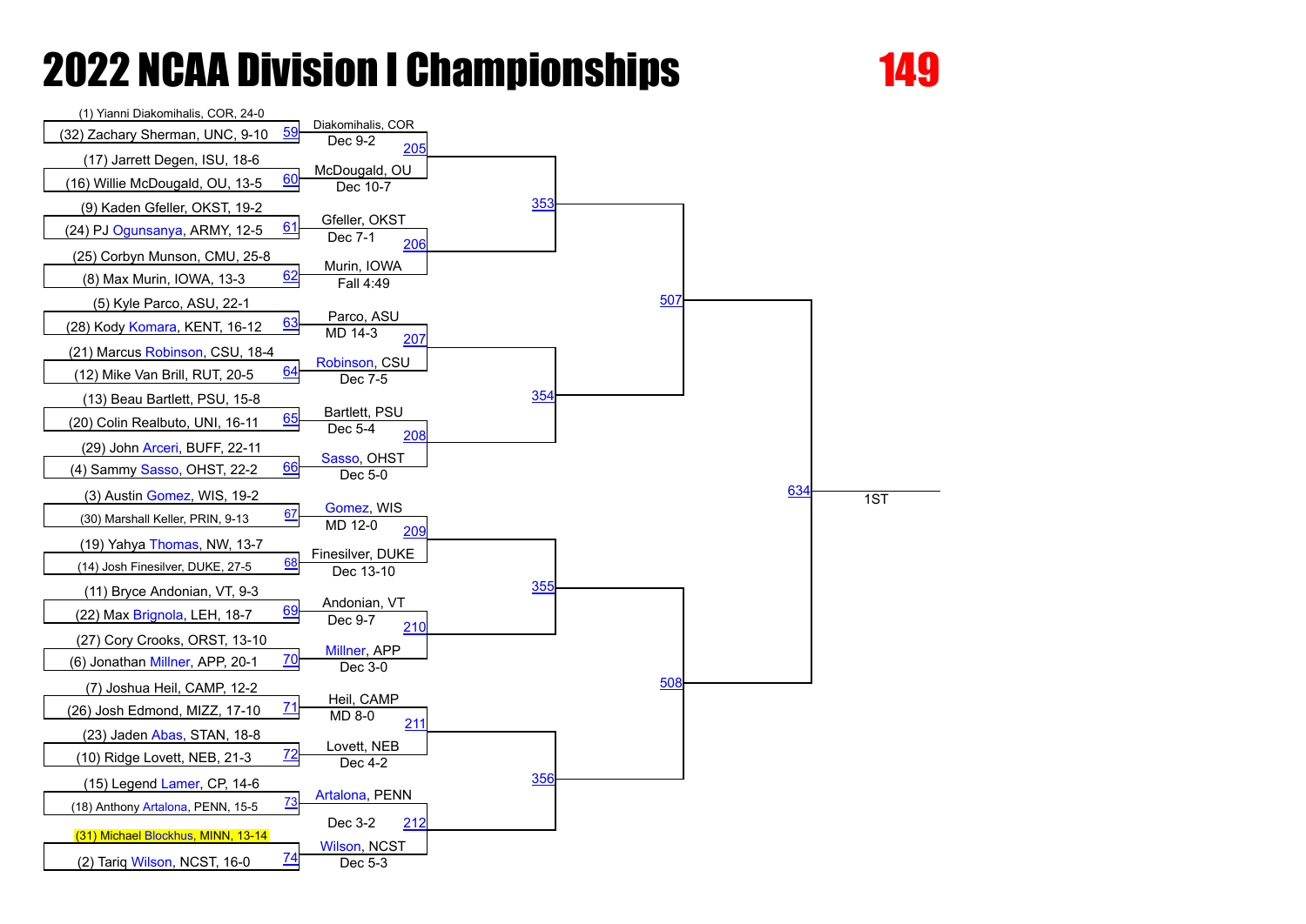# 2022 NCAA Division I Championships

**149**

## First Round

| Bout | Wrestler 1 | Wrestler 2 | Winner | Result |
|---|---|---|---|---|
| 59 | (1) Yianni Diakomihalis, COR, 24-0 | (32) Zachary Sherman, UNC, 9-10 | Diakomihalis, COR | Dec 9-2 |
| 60 | (17) Jarrett Degen, ISU, 18-6 | (16) Willie McDougald, OU, 13-5 | McDougald, OU | Dec 10-7 |
| 61 | (9) Kaden Gfeller, OKST, 19-2 | (24) PJ Ogunsanya, ARMY, 12-5 | Gfeller, OKST | Dec 7-1 |
| 62 | (25) Corbyn Munson, CMU, 25-8 | (8) Max Murin, IOWA, 13-3 | Murin, IOWA | Fall 4:49 |
| 63 | (5) Kyle Parco, ASU, 22-1 | (28) Kody Komara, KENT, 16-12 | Parco, ASU | MD 14-3 |
| 64 | (21) Marcus Robinson, CSU, 18-4 | (12) Mike Van Brill, RUT, 20-5 | Robinson, CSU | Dec 7-5 |
| 65 | (13) Beau Bartlett, PSU, 15-8 | (20) Colin Realbuto, UNI, 16-11 | Bartlett, PSU | Dec 5-4 |
| 66 | (29) John Arceri, BUFF, 22-11 | (4) Sammy Sasso, OHST, 22-2 | Sasso, OHST | Dec 5-0 |
| 67 | (3) Austin Gomez, WIS, 19-2 | (30) Marshall Keller, PRIN, 9-13 | Gomez, WIS | MD 12-0 |
| 68 | (19) Yahya Thomas, NW, 13-7 | (14) Josh Finesilver, DUKE, 27-5 | Finesilver, DUKE | Dec 13-10 |
| 69 | (11) Bryce Andonian, VT, 9-3 | (22) Max Brignola, LEH, 18-7 | Andonian, VT | Dec 9-7 |
| 70 | (27) Cory Crooks, ORST, 13-10 | (6) Jonathan Millner, APP, 20-1 | Millner, APP | Dec 3-0 |
| 71 | (7) Joshua Heil, CAMP, 12-2 | (26) Josh Edmond, MIZZ, 17-10 | Heil, CAMP | MD 8-0 |
| 72 | (23) Jaden Abas, STAN, 18-8 | (10) Ridge Lovett, NEB, 21-3 | Lovett, NEB | Dec 4-2 |
| 73 | (15) Legend Lamer, CP, 14-6 | (18) Anthony Artalona, PENN, 15-5 | Artalona, PENN | Dec 3-2 |
| 74 | (31) Michael Blockhus, MINN, 13-14 | (2) Tariq Wilson, NCST, 16-0 | Wilson, NCST | Dec 5-3 |

## Second Round

| Bout |
|---|
| 205 |
| 206 |
| 207 |
| 208 |
| 209 |
| 210 |
| 211 |
| 212 |

## Quarterfinals

| Bout |
|---|
| 353 |
| 354 |
| 355 |
| 356 |

## Semifinals

| Bout |
|---|
| 507 |
| 508 |

## Final

| Bout | Place |
|---|---|
| 634 | 1ST |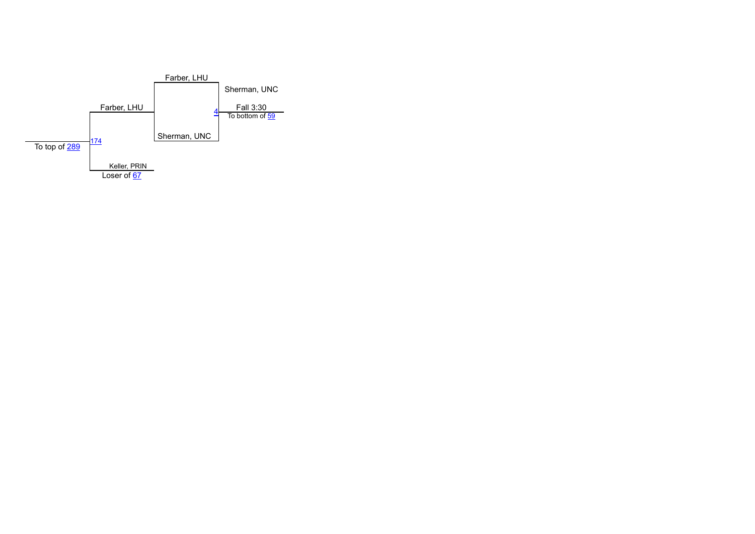Farber, LHU

Sherman, UNC

Farber, LHU

4 Fall 3:30

To bottom of 59

174

To top of 289

Sherman, UNC

Keller, PRIN

Loser of 67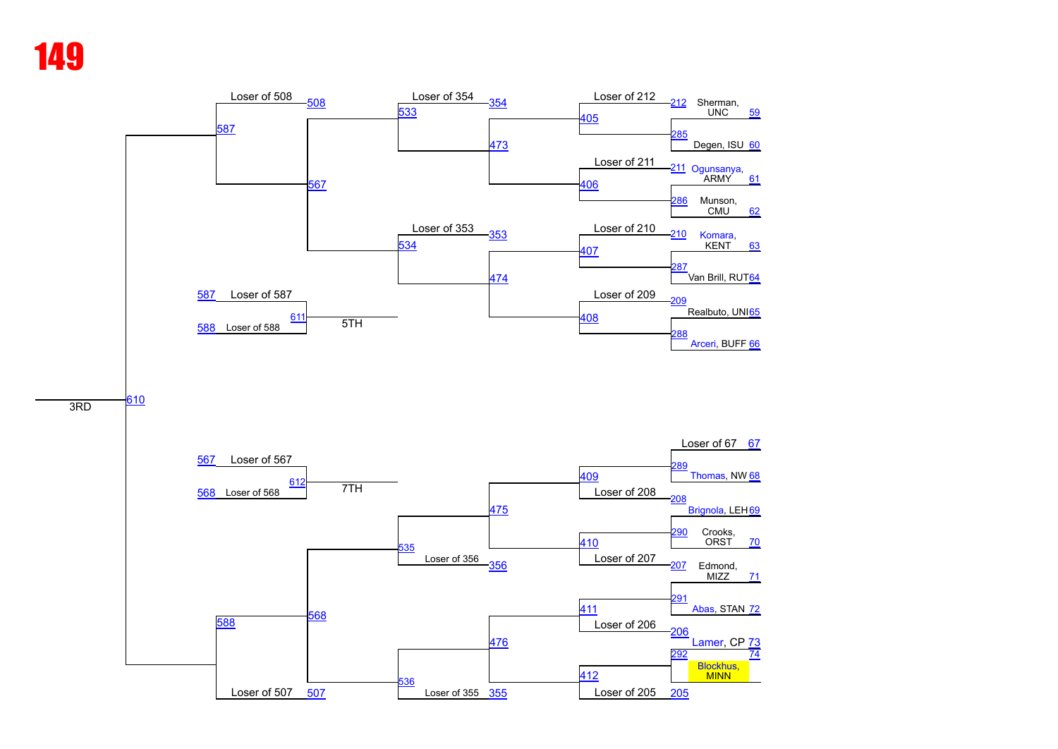# 149

**Consolation bracket – 3RD / 5TH / 7TH**

## Upper half

| Bout | Entry |
| --- | --- |
| 212 | Loser of 212 |
| 59 | Sherman, UNC |
| 285 | |
| 60 | Degen, ISU |
| 211 | Loser of 211 |
| 61 | Ogunsanya, ARMY |
| 286 | |
| 62 | Munson, CMU |
| 210 | Loser of 210 |
| 63 | Komara, KENT |
| 287 | |
| 64 | Van Brill, RUT |
| 209 | Loser of 209 |
| 65 | Realbuto, UNI |
| 288 | |
| 66 | Arceri, BUFF |

- 405, 406, 407, 408
- 354 (Loser of 354), 473, 353 (Loser of 353), 474
- 533, 534
- 508 (Loser of 508), 567
- 587

## Lower half

| Bout | Entry |
| --- | --- |
| 67 | Loser of 67 |
| 289 | |
| 68 | Thomas, NW |
| 208 | Loser of 208 |
| 69 | Brignola, LEH |
| 290 | |
| 70 | Crooks, ORST |
| 207 | Loser of 207 |
| 71 | Edmond, MIZZ |
| 291 | |
| 72 | Abas, STAN |
| 206 | Loser of 206 |
| 73 | Lamer, CP |
| 292 | |
| 74 | Blockhus, MINN |
| 205 | Loser of 205 |

- 409, 410, 411, 412
- 475, 356 (Loser of 356), 476, 355 (Loser of 355)
- 535, 536
- 568, 507 (Loser of 507)
- 588

## Placement bouts

- 610 — 3RD
- 611 — 5TH: 587 Loser of 587 vs. 588 Loser of 588
- 612 — 7TH: 567 Loser of 567 vs. 568 Loser of 568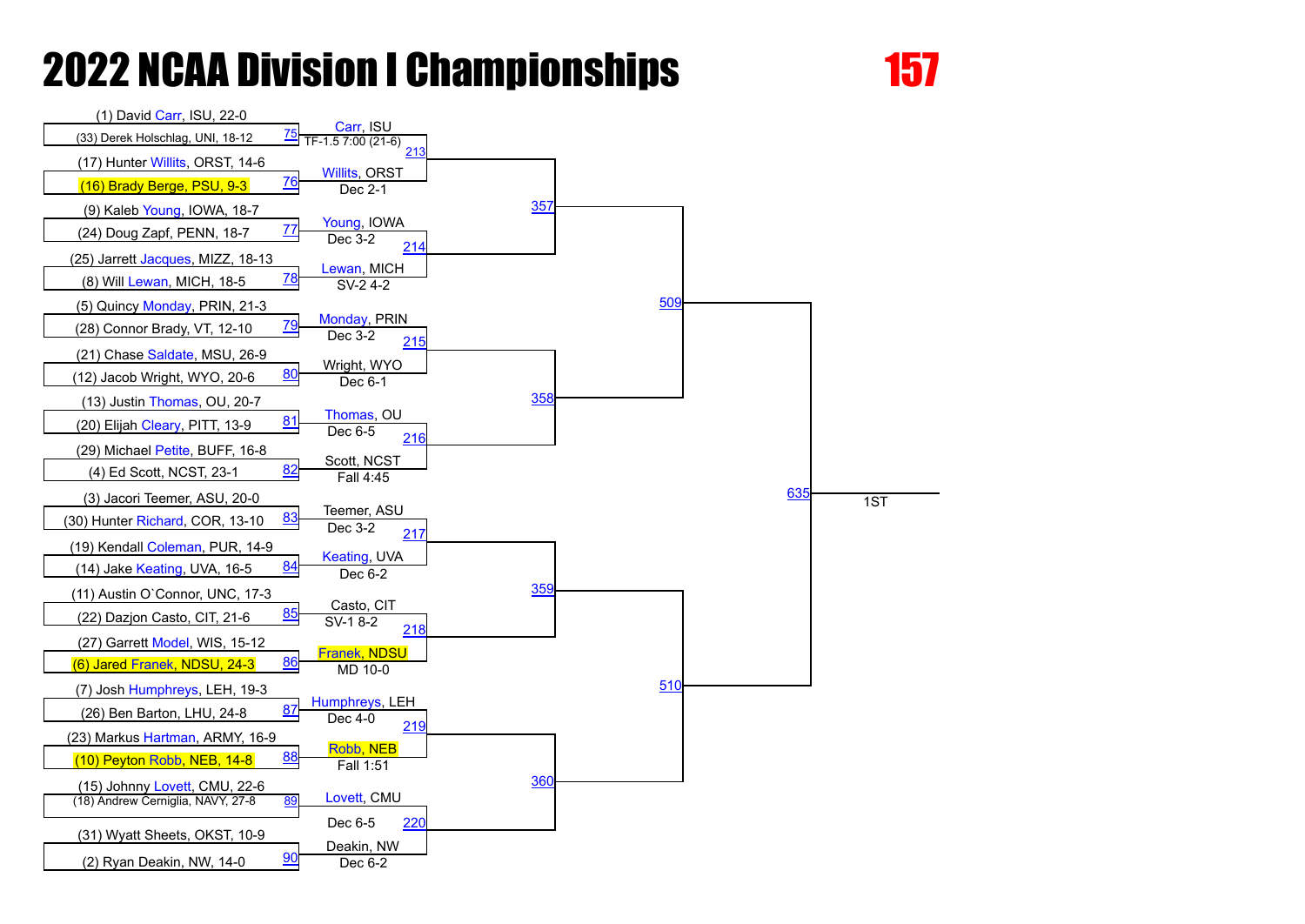# 2022 NCAA Division I Championships

# 157

## First Round

| Bout | Wrestler 1 | Wrestler 2 | Winner | Result |
| --- | --- | --- | --- | --- |
| 75 | (1) David Carr, ISU, 22-0 | (33) Derek Holschlag, UNI, 18-12 | Carr, ISU | TF-1.5 7:00 (21-6) |
| 76 | (17) Hunter Willits, ORST, 14-6 | (16) Brady Berge, PSU, 9-3 | Willits, ORST | Dec 2-1 |
| 77 | (9) Kaleb Young, IOWA, 18-7 | (24) Doug Zapf, PENN, 18-7 | Young, IOWA | Dec 3-2 |
| 78 | (25) Jarrett Jacques, MIZZ, 18-13 | (8) Will Lewan, MICH, 18-5 | Lewan, MICH | SV-2 4-2 |
| 79 | (5) Quincy Monday, PRIN, 21-3 | (28) Connor Brady, VT, 12-10 | Monday, PRIN | Dec 3-2 |
| 80 | (21) Chase Saldate, MSU, 26-9 | (12) Jacob Wright, WYO, 20-6 | Wright, WYO | Dec 6-1 |
| 81 | (13) Justin Thomas, OU, 20-7 | (20) Elijah Cleary, PITT, 13-9 | Thomas, OU | Dec 6-5 |
| 82 | (29) Michael Petite, BUFF, 16-8 | (4) Ed Scott, NCST, 23-1 | Scott, NCST | Fall 4:45 |
| 83 | (3) Jacori Teemer, ASU, 20-0 | (30) Hunter Richard, COR, 13-10 | Teemer, ASU | Dec 3-2 |
| 84 | (19) Kendall Coleman, PUR, 14-9 | (14) Jake Keating, UVA, 16-5 | Keating, UVA | Dec 6-2 |
| 85 | (11) Austin O`Connor, UNC, 17-3 | (22) Dazjon Casto, CIT, 21-6 | Casto, CIT | SV-1 8-2 |
| 86 | (27) Garrett Model, WIS, 15-12 | (6) Jared Franek, NDSU, 24-3 | Franek, NDSU | MD 10-0 |
| 87 | (7) Josh Humphreys, LEH, 19-3 | (26) Ben Barton, LHU, 24-8 | Humphreys, LEH | Dec 4-0 |
| 88 | (23) Markus Hartman, ARMY, 16-9 | (10) Peyton Robb, NEB, 14-8 | Robb, NEB | Fall 1:51 |
| 89 | (15) Johnny Lovett, CMU, 22-6 | (18) Andrew Cerniglia, NAVY, 27-8 | Lovett, CMU | Dec 6-5 |
| 90 | (31) Wyatt Sheets, OKST, 10-9 | (2) Ryan Deakin, NW, 14-0 | Deakin, NW | Dec 6-2 |

## Later Rounds

- Second Round: 213, 214, 215, 216, 217, 218, 219, 220
- Quarterfinals: 357, 358, 359, 360
- Semifinals: 509, 510
- Final: 635 — 1ST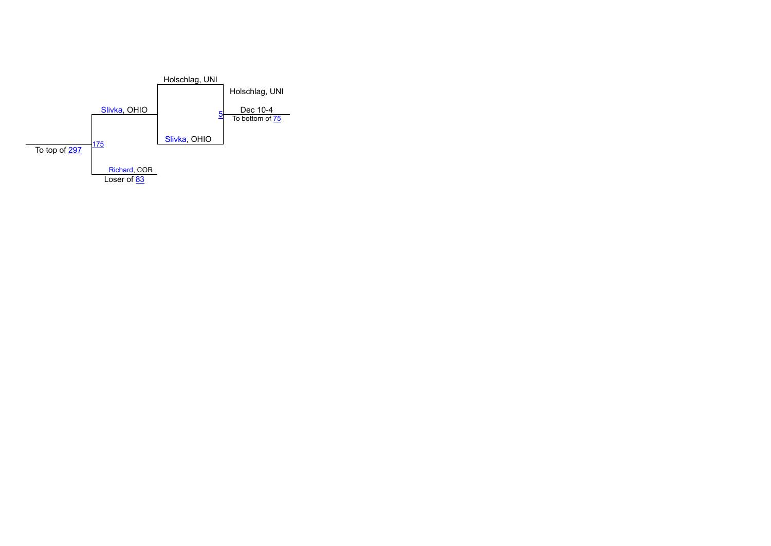Holschlag, UNI

Slivka, OHIO

5 — Holschlag, UNI — Dec 10-4

To bottom of 75

Slivka, OHIO

175

To top of 297

Richard, COR

Loser of 83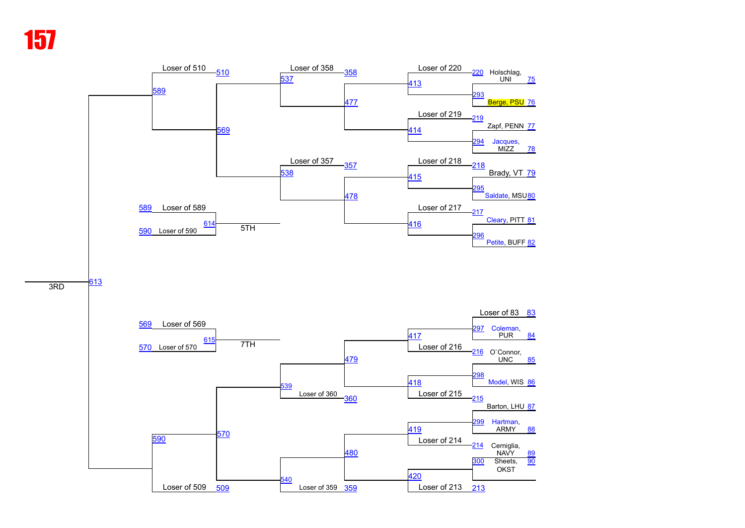# 157

## 3RD — 613

### Upper bracket

**Round 1 (pigtails):**
- 220 Holschlag, UNI (75) — Loser of 220
- 293: Berge, PSU (76)
- 219 Zapf, PENN (77) — Loser of 219
- 294: Jacques, MIZZ (78)
- 218 Brady, VT (79) — Loser of 218
- 295: Saldate, MSU (80)
- 217 Cleary, PITT (81) — Loser of 217
- 296: Petite, BUFF (82)

**Next rounds:**
- 413: Loser of 220 vs. winner 293
- 414: Loser of 219 vs. winner 294
- 415: Loser of 218 vs. winner 295
- 416: Loser of 217 vs. winner 296
- 477: winner 413 vs. winner 414
- 478: winner 415 vs. winner 416
- 537: Loser of 358 (358) vs. winner 477
- 538: Loser of 357 (357) vs. winner 478
- 569: winner 537 vs. winner 538
- 589: Loser of 510 (510) vs. winner 569

### 5TH — 614
- 589 Loser of 589
- 590 Loser of 590

### 7TH — 615
- 569 Loser of 569
- 570 Loser of 570

### Lower bracket

**Round 1 (pigtails):**
- 83 Loser of 83
- 297: Coleman, PUR (84)
- 216 O`Connor, UNC (85) — Loser of 216
- 298: Model, WIS (86)
- 215 Barton, LHU (87) — Loser of 215
- 299: Hartman, ARMY (88)
- 214 Cerniglia, NAVY (89) — Loser of 214
- 300: Sheets, OKST (90)
- 213 — Loser of 213

**Next rounds:**
- 417: Loser of 83 / winner 297 vs. Loser of 216
- 418: winner 298 vs. Loser of 215
- 419: winner 299 vs. Loser of 214
- 420: winner 300 vs. Loser of 213
- 479: winner 417 vs. winner 418
- 480: winner 419 vs. winner 420
- 539: winner 479 vs. Loser of 360 (360)
- 540: winner 480 vs. Loser of 359 (359)
- 570: winner 539 vs. winner 540
- 590: winner 570 vs. Loser of 509 (509)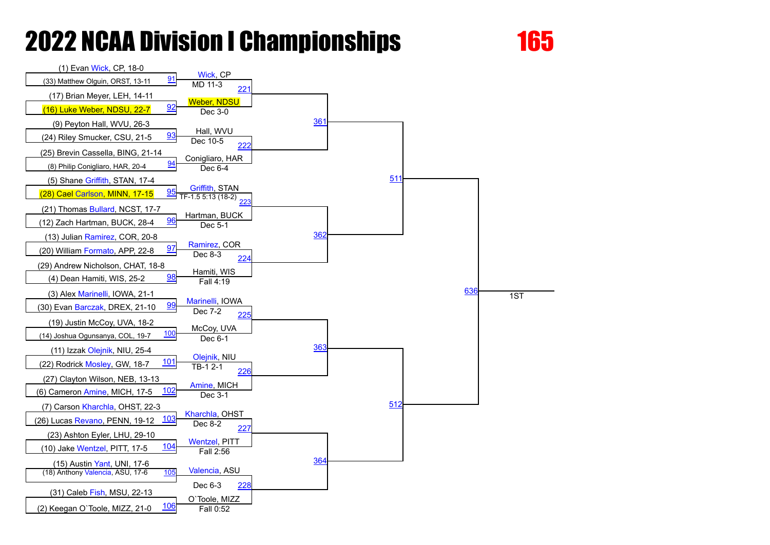# 2022 NCAA Division I Championships

# 165

| Bout | Wrestler 1 | Wrestler 2 | Winner | Result |
|---|---|---|---|---|
| 91 | (1) Evan Wick, CP, 18-0 | (33) Matthew Olguin, ORST, 13-11 | Wick, CP | MD 11-3 |
| 92 | (17) Brian Meyer, LEH, 14-11 | (16) Luke Weber, NDSU, 22-7 | Weber, NDSU | Dec 3-0 |
| 93 | (9) Peyton Hall, WVU, 26-3 | (24) Riley Smucker, CSU, 21-5 | Hall, WVU | Dec 10-5 |
| 94 | (25) Brevin Cassella, BING, 21-14 | (8) Philip Conigliaro, HAR, 20-4 | Conigliaro, HAR | Dec 6-4 |
| 95 | (5) Shane Griffith, STAN, 17-4 | (28) Cael Carlson, MINN, 17-15 | Griffith, STAN | TF-1.5 5:13 (18-2) |
| 96 | (21) Thomas Bullard, NCST, 17-7 | (12) Zach Hartman, BUCK, 28-4 | Hartman, BUCK | Dec 5-1 |
| 97 | (13) Julian Ramirez, COR, 20-8 | (20) William Formato, APP, 22-8 | Ramirez, COR | Dec 8-3 |
| 98 | (29) Andrew Nicholson, CHAT, 18-8 | (4) Dean Hamiti, WIS, 25-2 | Hamiti, WIS | Fall 4:19 |
| 99 | (3) Alex Marinelli, IOWA, 21-1 | (30) Evan Barczak, DREX, 21-10 | Marinelli, IOWA | Dec 7-2 |
| 100 | (19) Justin McCoy, UVA, 18-2 | (14) Joshua Ogunsanya, COL, 19-7 | McCoy, UVA | Dec 6-1 |
| 101 | (11) Izzak Olejnik, NIU, 25-4 | (22) Rodrick Mosley, GW, 18-7 | Olejnik, NIU | TB-1 2-1 |
| 102 | (27) Clayton Wilson, NEB, 13-13 | (6) Cameron Amine, MICH, 17-5 | Amine, MICH | Dec 3-1 |
| 103 | (7) Carson Kharchla, OHST, 22-3 | (26) Lucas Revano, PENN, 19-12 | Kharchla, OHST | Dec 8-2 |
| 104 | (23) Ashton Eyler, LHU, 29-10 | (10) Jake Wentzel, PITT, 17-5 | Wentzel, PITT | Fall 2:56 |
| 105 | (15) Austin Yant, UNI, 17-6 | (18) Anthony Valencia, ASU, 17-6 | Valencia, ASU | Dec 6-3 |
| 106 | (31) Caleb Fish, MSU, 22-13 | (2) Keegan O`Toole, MIZZ, 21-0 | O`Toole, MIZZ | Fall 0:52 |

| Bout | Matchup |
|---|---|
| 221 | Winner 91 vs Winner 92 |
| 222 | Winner 93 vs Winner 94 |
| 223 | Winner 95 vs Winner 96 |
| 224 | Winner 97 vs Winner 98 |
| 225 | Winner 99 vs Winner 100 |
| 226 | Winner 101 vs Winner 102 |
| 227 | Winner 103 vs Winner 104 |
| 228 | Winner 105 vs Winner 106 |
| 361 | Winner 221 vs Winner 222 |
| 362 | Winner 223 vs Winner 224 |
| 363 | Winner 225 vs Winner 226 |
| 364 | Winner 227 vs Winner 228 |
| 511 | Winner 361 vs Winner 362 |
| 512 | Winner 363 vs Winner 364 |
| 636 | Winner 511 vs Winner 512 — 1ST |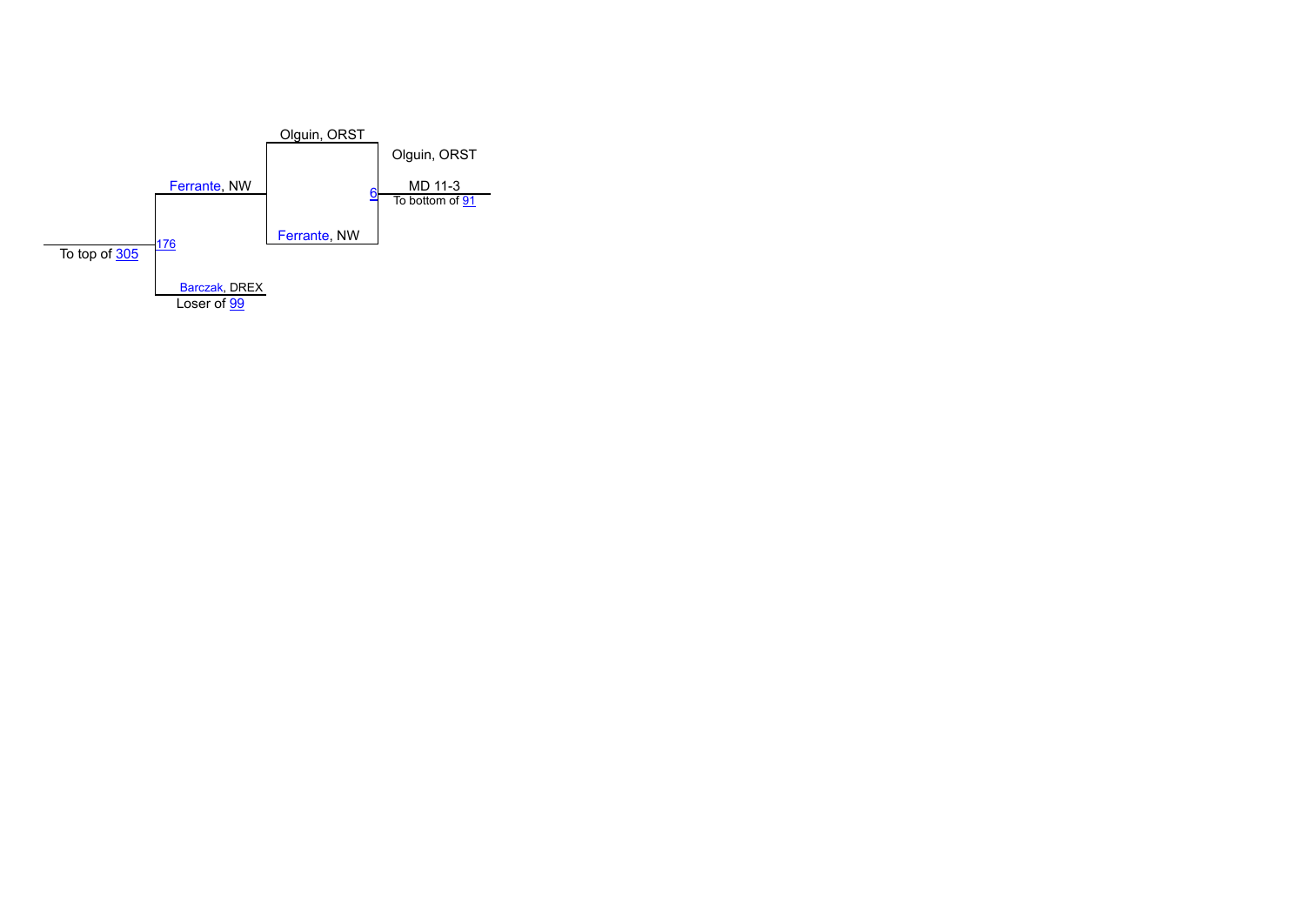Olguin, ORST

Ferrante, NW

Olguin, ORST

6 — MD 11-3

To bottom of 91

Ferrante, NW

To top of 305

176

Barczak, DREX

Loser of 99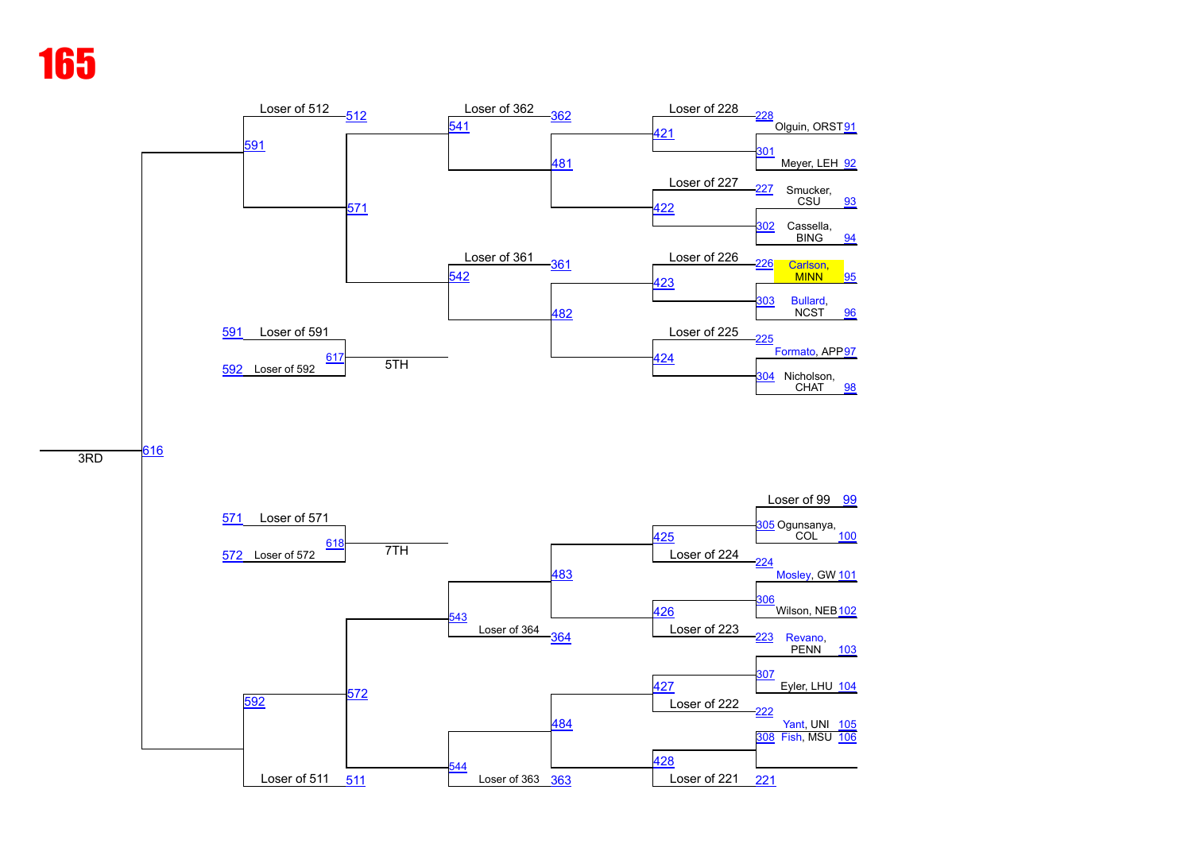# 165

## Consolation Bracket

### Upper Half

| Bout | Wrestler / Source |
|---|---|
| 91 | Olguin, ORST |
| 92 | Meyer, LEH |
| 93 | Smucker, CSU |
| 94 | Cassella, BING |
| 95 | Carlson, MINN |
| 96 | Bullard, NCST |
| 97 | Formato, APP |
| 98 | Nicholson, CHAT |

- 228: Loser of 228
- 301: Olguin, ORST vs Meyer, LEH
- 421: Loser of 228 vs winner of 301
- 227: Loser of 227
- 302: Smucker, CSU vs Cassella, BING
- 422: Loser of 227 vs winner of 302
- 481: 421 vs 422
- 362: Loser of 362
- 541: Loser of 362 vs winner of 481
- 226: Loser of 226
- 303: Carlson, MINN vs Bullard, NCST
- 423: Loser of 226 vs winner of 303
- 225: Loser of 225
- 304: Formato, APP vs Nicholson, CHAT
- 424: Loser of 225 vs winner of 304
- 482: 423 vs 424
- 361: Loser of 361
- 542: Loser of 361 vs winner of 482
- 571: 541 vs 542
- 512: Loser of 512
- 591: Loser of 512 vs winner of 571

### Lower Half

| Bout | Wrestler / Source |
|---|---|
| 99 | Loser of 99 |
| 100 | Ogunsanya, COL |
| 101 | Mosley, GW |
| 102 | Wilson, NEB |
| 103 | Revano, PENN |
| 104 | Eyler, LHU |
| 105 | Yant, UNI |
| 106 | Fish, MSU |

- 305: Loser of 99 vs Ogunsanya, COL
- 224: Loser of 224
- 425: 305 vs Loser of 224
- 306: Mosley, GW vs Wilson, NEB
- 223: Loser of 223
- 426: 306 vs Loser of 223
- 483: 425 vs 426
- 364: Loser of 364
- 543: 483 vs Loser of 364
- 307: Revano, PENN vs Eyler, LHU
- 222: Loser of 222
- 427: 307 vs Loser of 222
- 308: Yant, UNI vs Fish, MSU
- 221: Loser of 221
- 428: 308 vs Loser of 221
- 484: 427 vs 428
- 363: Loser of 363
- 544: 484 vs Loser of 363
- 572: 543 vs 544
- 511: Loser of 511
- 592: 572 vs Loser of 511

### Placement Matches

- 616 — 3RD: 591 vs 592
- 617 — 5TH: Loser of 591 vs Loser of 592
- 618 — 7TH: Loser of 571 vs Loser of 572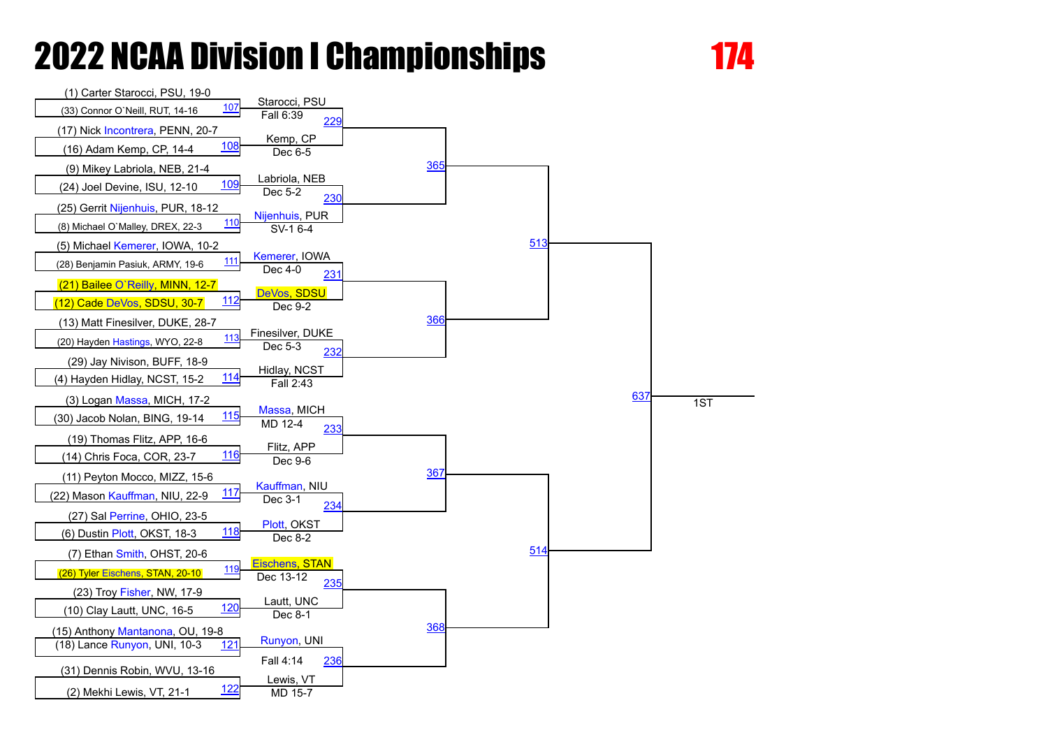# 2022 NCAA Division I Championships

## 174

### First Round

| Match | Wrestler 1 | Wrestler 2 | Winner | Result |
|---|---|---|---|---|
| 107 | (1) Carter Starocci, PSU, 19-0 | (33) Connor O`Neill, RUT, 14-16 | Starocci, PSU | Fall 6:39 |
| 108 | (17) Nick Incontrera, PENN, 20-7 | (16) Adam Kemp, CP, 14-4 | Kemp, CP | Dec 6-5 |
| 109 | (9) Mikey Labriola, NEB, 21-4 | (24) Joel Devine, ISU, 12-10 | Labriola, NEB | Dec 5-2 |
| 110 | (25) Gerrit Nijenhuis, PUR, 18-12 | (8) Michael O`Malley, DREX, 22-3 | Nijenhuis, PUR | SV-1 6-4 |
| 111 | (5) Michael Kemerer, IOWA, 10-2 | (28) Benjamin Pasiuk, ARMY, 19-6 | Kemerer, IOWA | Dec 4-0 |
| 112 | (21) Bailee O`Reilly, MINN, 12-7 | (12) Cade DeVos, SDSU, 30-7 | DeVos, SDSU | Dec 9-2 |
| 113 | (13) Matt Finesilver, DUKE, 28-7 | (20) Hayden Hastings, WYO, 22-8 | Finesilver, DUKE | Dec 5-3 |
| 114 | (29) Jay Nivison, BUFF, 18-9 | (4) Hayden Hidlay, NCST, 15-2 | Hidlay, NCST | Fall 2:43 |
| 115 | (3) Logan Massa, MICH, 17-2 | (30) Jacob Nolan, BING, 19-14 | Massa, MICH | MD 12-4 |
| 116 | (19) Thomas Flitz, APP, 16-6 | (14) Chris Foca, COR, 23-7 | Flitz, APP | Dec 9-6 |
| 117 | (11) Peyton Mocco, MIZZ, 15-6 | (22) Mason Kauffman, NIU, 22-9 | Kauffman, NIU | Dec 3-1 |
| 118 | (27) Sal Perrine, OHIO, 23-5 | (6) Dustin Plott, OKST, 18-3 | Plott, OKST | Dec 8-2 |
| 119 | (7) Ethan Smith, OHST, 20-6 | (26) Tyler Eischens, STAN, 20-10 | Eischens, STAN | Dec 13-12 |
| 120 | (23) Troy Fisher, NW, 17-9 | (10) Clay Lautt, UNC, 16-5 | Lautt, UNC | Dec 8-1 |
| 121 | (15) Anthony Mantanona, OU, 19-8 | (18) Lance Runyon, UNI, 10-3 | Runyon, UNI | Fall 4:14 |
| 122 | (31) Dennis Robin, WVU, 13-16 | (2) Mekhi Lewis, VT, 21-1 | Lewis, VT | MD 15-7 |

### Later Rounds

| Round | Matches |
|---|---|
| Second Round | 229, 230, 231, 232, 233, 234, 235, 236 |
| Quarterfinals | 365, 366, 367, 368 |
| Semifinals | 513, 514 |
| Final | 637 |

1ST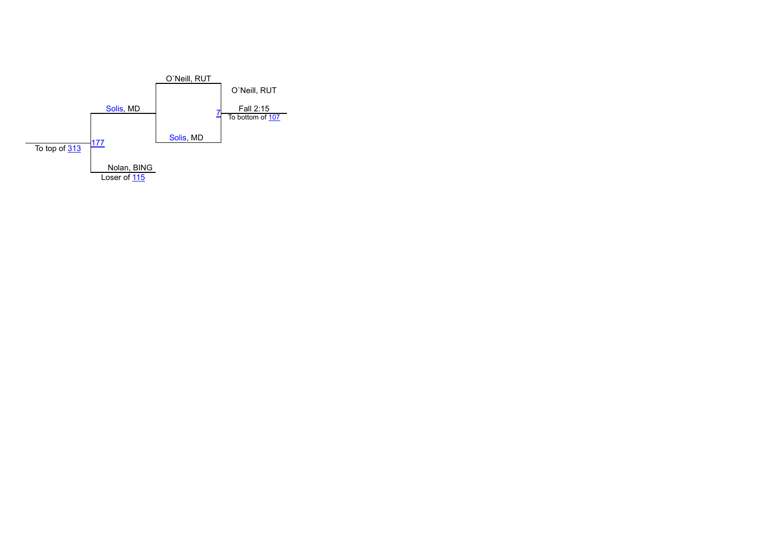O`Neill, RUT

Solis, MD

7

O`Neill, RUT

Fall 2:15

To bottom of 107

Solis, MD

177

To top of 313

Nolan, BING

Loser of 115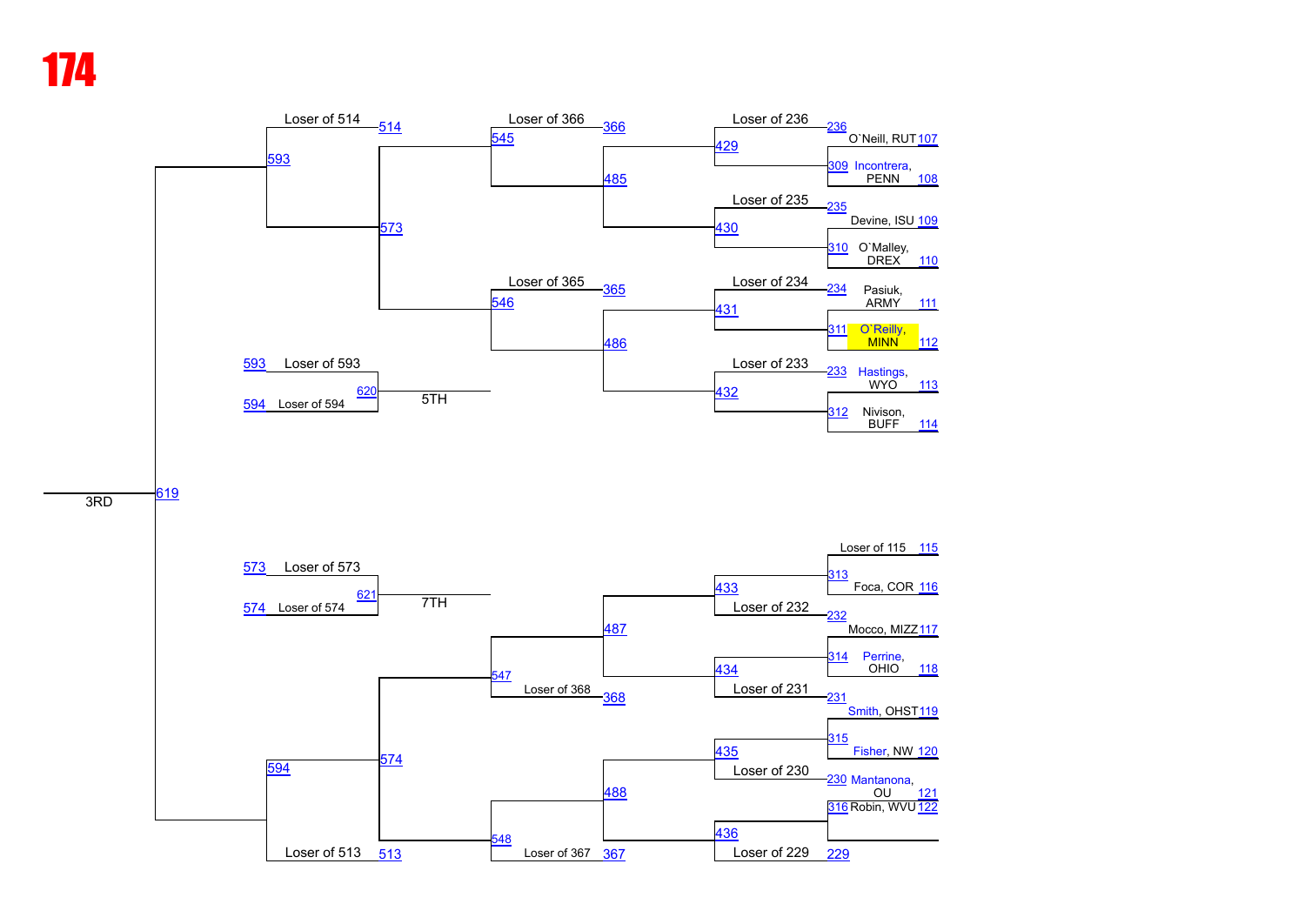# 174

## Consolation Bracket

### Upper half

| Seed line | Wrestler | Match |
|---|---|---|
| 107 | O`Neill, RUT | 236 |
| 108 | Incontrera, PENN | 309 |
| 109 | Devine, ISU | 235 |
| 110 | O`Malley, DREX | 310 |
| 111 | Pasiuk, ARMY | 234 |
| 112 | O`Reilly, MINN | 311 |
| 113 | Hastings, WYO | 233 |
| 114 | Nivison, BUFF | 312 |

- 429: Loser of 236 vs. winner of 309
- 430: Loser of 235 vs. winner of 310
- 431: Loser of 234 vs. winner of 311
- 432: Loser of 233 vs. winner of 312
- 485: Winner of 429 vs. winner of 430
- 486: Winner of 431 vs. winner of 432
- 545: Loser of 366 vs. winner of 485
- 546: Loser of 365 vs. winner of 486
- 573: Winner of 545 vs. winner of 546
- 593: Loser of 514 vs. winner of 573

### Lower half

| Seed line | Wrestler | Match |
|---|---|---|
| 115 | Loser of 115 | 313 |
| 116 | Foca, COR | 313 |
| 117 | Mocco, MIZZ | 232 |
| 118 | Perrine, OHIO | 314 |
| 119 | Smith, OHST | 231 |
| 120 | Fisher, NW | 315 |
| 121 | Mantanona, OU | 230 |
| 122 | Robin, WVU | 316 |
| | | 229 |

- 433: Winner of 313 vs. Loser of 232
- 434: Winner of 314 vs. Loser of 231
- 435: Winner of 315 vs. Loser of 230
- 436: Winner of 316 vs. Loser of 229
- 487: Winner of 433 vs. winner of 434
- 488: Winner of 435 vs. winner of 436
- 547: Winner of 487 vs. Loser of 368
- 548: Winner of 488 vs. Loser of 367
- 574: Winner of 547 vs. winner of 548
- 594: Winner of 574 vs. Loser of 513

### Placement matches

- 619 – 3RD: Winner of 593 vs. winner of 594
- 620 – 5TH: Loser of 593 vs. Loser of 594
- 621 – 7TH: Loser of 573 vs. Loser of 574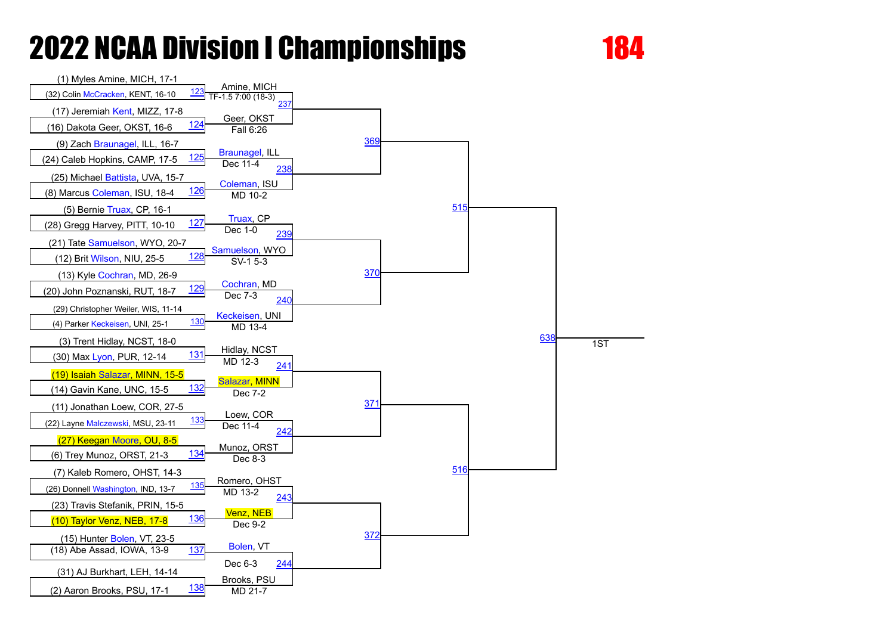# 2022 NCAA Division I Championships

## 184

### First Round

| Bout | Wrestler 1 | Wrestler 2 | Winner | Result |
|---|---|---|---|---|
| 123 | (1) Myles Amine, MICH, 17-1 | (32) Colin McCracken, KENT, 16-10 | Amine, MICH | TF-1.5 7:00 (18-3) |
| 124 | (17) Jeremiah Kent, MIZZ, 17-8 | (16) Dakota Geer, OKST, 16-6 | Geer, OKST | Fall 6:26 |
| 125 | (9) Zach Braunagel, ILL, 16-7 | (24) Caleb Hopkins, CAMP, 17-5 | Braunagel, ILL | Dec 11-4 |
| 126 | (25) Michael Battista, UVA, 15-7 | (8) Marcus Coleman, ISU, 18-4 | Coleman, ISU | MD 10-2 |
| 127 | (5) Bernie Truax, CP, 16-1 | (28) Gregg Harvey, PITT, 10-10 | Truax, CP | Dec 1-0 |
| 128 | (21) Tate Samuelson, WYO, 20-7 | (12) Brit Wilson, NIU, 25-5 | Samuelson, WYO | SV-1 5-3 |
| 129 | (13) Kyle Cochran, MD, 26-9 | (20) John Poznanski, RUT, 18-7 | Cochran, MD | Dec 7-3 |
| 130 | (29) Christopher Weiler, WIS, 11-14 | (4) Parker Keckeisen, UNI, 25-1 | Keckeisen, UNI | MD 13-4 |
| 131 | (3) Trent Hidlay, NCST, 18-0 | (30) Max Lyon, PUR, 12-14 | Hidlay, NCST | MD 12-3 |
| 132 | (19) Isaiah Salazar, MINN, 15-5 | (14) Gavin Kane, UNC, 15-5 | Salazar, MINN | Dec 7-2 |
| 133 | (11) Jonathan Loew, COR, 27-5 | (22) Layne Malczewski, MSU, 23-11 | Loew, COR | Dec 11-4 |
| 134 | (27) Keegan Moore, OU, 8-5 | (6) Trey Munoz, ORST, 21-3 | Munoz, ORST | Dec 8-3 |
| 135 | (7) Kaleb Romero, OHST, 14-3 | (26) Donnell Washington, IND, 13-7 | Romero, OHST | MD 13-2 |
| 136 | (23) Travis Stefanik, PRIN, 15-5 | (10) Taylor Venz, NEB, 17-8 | Venz, NEB | Dec 9-2 |
| 137 | (15) Hunter Bolen, VT, 23-5 | (18) Abe Assad, IOWA, 13-9 | Bolen, VT | Dec 6-3 |
| 138 | (31) AJ Burkhart, LEH, 14-14 | (2) Aaron Brooks, PSU, 17-1 | Brooks, PSU | MD 21-7 |

### Later Rounds

| Bout | Feeds from |
|---|---|
| 237 | 123, 124 |
| 238 | 125, 126 |
| 239 | 127, 128 |
| 240 | 129, 130 |
| 241 | 131, 132 |
| 242 | 133, 134 |
| 243 | 135, 136 |
| 244 | 137, 138 |
| 369 | 237, 238 |
| 370 | 239, 240 |
| 371 | 241, 242 |
| 372 | 243, 244 |
| 515 | 369, 370 |
| 516 | 371, 372 |
| 638 | 515, 516 → 1ST |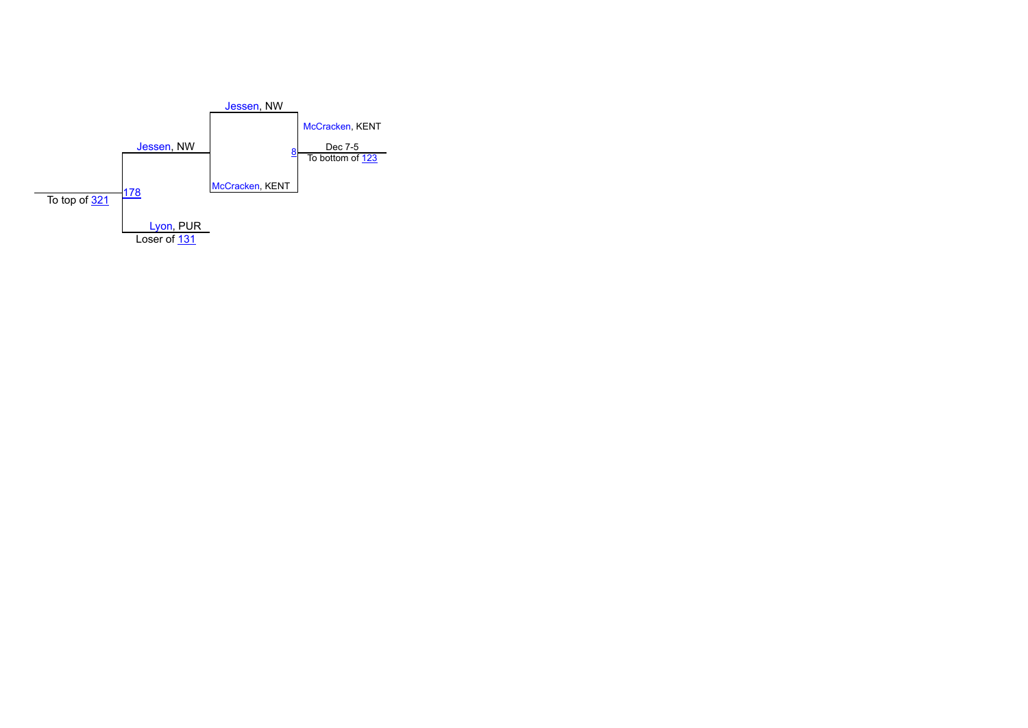Jessen, NW

McCracken, KENT

Jessen, NW

8 Dec 7-5

To bottom of 123

178

To top of 321

McCracken, KENT

Lyon, PUR

Loser of 131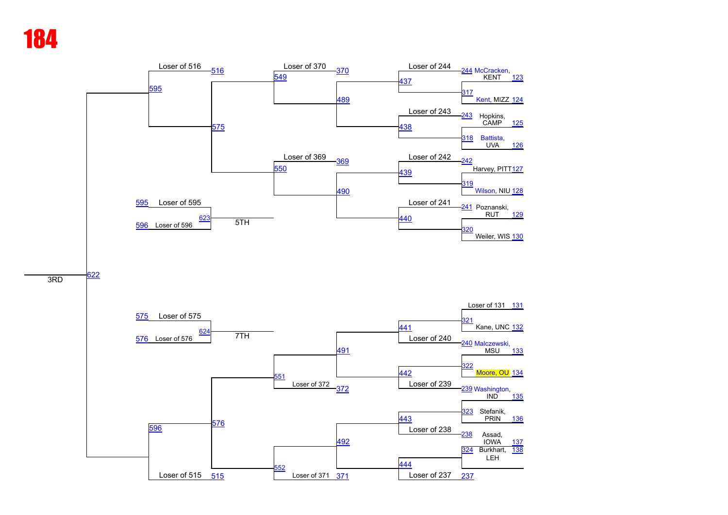# 184

## Consolation Bracket (Top Half)

**First Round (Wrestlebacks)**

- Bout 317: McCracken, KENT (123) vs. Kent, MIZZ (124) — winner to Bout 437 vs. Loser of 244
- Bout 318: Hopkins, CAMP (125) vs. Battista, UVA (126) — winner to Bout 438 vs. Loser of 243
- Bout 319: Harvey, PITT (127) vs. Wilson, NIU (128) — winner to Bout 439 vs. Loser of 242
- Bout 320: Poznanski, RUT (129) vs. Weiler, WIS (130) — winner to Bout 440 vs. Loser of 241

(Bout references: 244, 243, 242, 241)

**Next Rounds**

- Bout 489: Winner 437 vs. Winner 438 → Bout 549 vs. Loser of 370
- Bout 490: Winner 439 vs. Winner 440 → Bout 550 vs. Loser of 369
- Bout 575: Winner 549 vs. Winner 550
- Bout 595: Winner 575 vs. Loser of 516
- Bout 622: Winner 595 vs. Winner 596 — 3RD

**5TH Place**

- Bout 623: Loser of 595 vs. Loser of 596 — 5TH

## Consolation Bracket (Bottom Half)

**First Round (Wrestlebacks)**

- Bout 321: Loser of 131 (131) vs. Kane, UNC (132) — winner to Bout 441 vs. Loser of 240
- Bout 322: Malczewski, MSU (133) vs. Moore, OU (134) — winner to Bout 442 vs. Loser of 239
- Bout 323: Washington, IND (135) vs. Stefanik, PRIN (136) — winner to Bout 443 vs. Loser of 238
- Bout 324: Assad, IOWA (137) vs. Burkhart, LEH (138) — winner to Bout 444 vs. Loser of 237

(Bout references: 240, 239, 238, 237)

**Next Rounds**

- Bout 491: Winner 441 vs. Winner 442 → Bout 551 vs. Loser of 372
- Bout 492: Winner 443 vs. Winner 444 → Bout 552 vs. Loser of 371
- Bout 576: Winner 551 vs. Winner 552
- Bout 596: Winner 576 vs. Loser of 515

**7TH Place**

- Bout 624: Loser of 575 vs. Loser of 576 — 7TH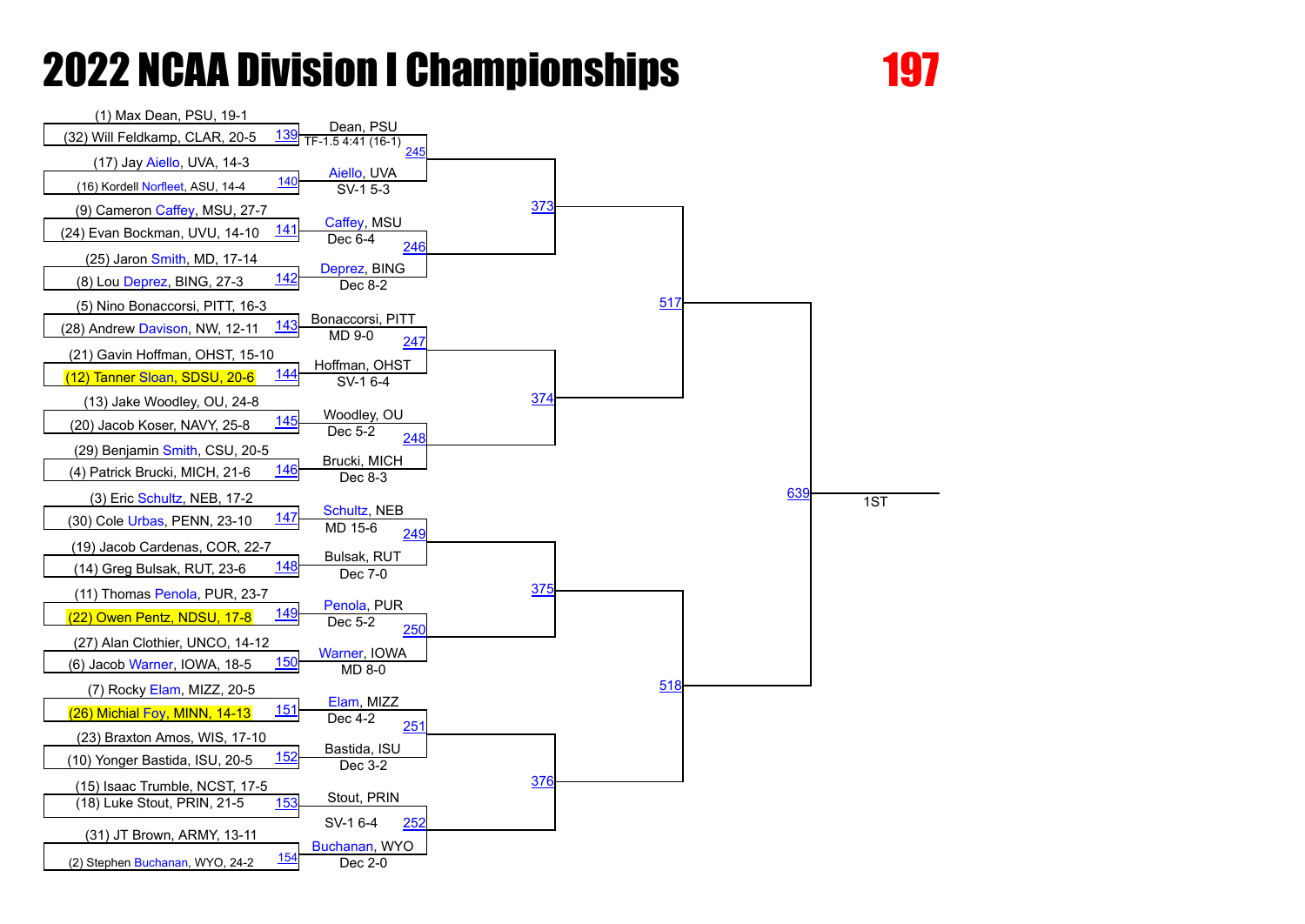# 2022 NCAA Division I Championships

# 197

## First Round

| Match | Wrestler 1 | Wrestler 2 | Winner | Result |
|---|---|---|---|---|
| 139 | (1) Max Dean, PSU, 19-1 | (32) Will Feldkamp, CLAR, 20-5 | Dean, PSU | TF-1.5 4:41 (16-1) |
| 140 | (17) Jay Aiello, UVA, 14-3 | (16) Kordell Norfleet, ASU, 14-4 | Aiello, UVA | SV-1 5-3 |
| 141 | (9) Cameron Caffey, MSU, 27-7 | (24) Evan Bockman, UVU, 14-10 | Caffey, MSU | Dec 6-4 |
| 142 | (25) Jaron Smith, MD, 17-14 | (8) Lou Deprez, BING, 27-3 | Deprez, BING | Dec 8-2 |
| 143 | (5) Nino Bonaccorsi, PITT, 16-3 | (28) Andrew Davison, NW, 12-11 | Bonaccorsi, PITT | MD 9-0 |
| 144 | (21) Gavin Hoffman, OHST, 15-10 | (12) Tanner Sloan, SDSU, 20-6 | Hoffman, OHST | SV-1 6-4 |
| 145 | (13) Jake Woodley, OU, 24-8 | (20) Jacob Koser, NAVY, 25-8 | Woodley, OU | Dec 5-2 |
| 146 | (29) Benjamin Smith, CSU, 20-5 | (4) Patrick Brucki, MICH, 21-6 | Brucki, MICH | Dec 8-3 |
| 147 | (3) Eric Schultz, NEB, 17-2 | (30) Cole Urbas, PENN, 23-10 | Schultz, NEB | MD 15-6 |
| 148 | (19) Jacob Cardenas, COR, 22-7 | (14) Greg Bulsak, RUT, 23-6 | Bulsak, RUT | Dec 7-0 |
| 149 | (11) Thomas Penola, PUR, 23-7 | (22) Owen Pentz, NDSU, 17-8 | Penola, PUR | Dec 5-2 |
| 150 | (27) Alan Clothier, UNCO, 14-12 | (6) Jacob Warner, IOWA, 18-5 | Warner, IOWA | MD 8-0 |
| 151 | (7) Rocky Elam, MIZZ, 20-5 | (26) Michial Foy, MINN, 14-13 | Elam, MIZZ | Dec 4-2 |
| 152 | (23) Braxton Amos, WIS, 17-10 | (10) Yonger Bastida, ISU, 20-5 | Bastida, ISU | Dec 3-2 |
| 153 | (15) Isaac Trumble, NCST, 17-5 | (18) Luke Stout, PRIN, 21-5 | Stout, PRIN | SV-1 6-4 |
| 154 | (31) JT Brown, ARMY, 13-11 | (2) Stephen Buchanan, WYO, 24-2 | Buchanan, WYO | Dec 2-0 |

## Second Round

| Match | From |
|---|---|
| 245 | Winners of 139, 140 |
| 246 | Winners of 141, 142 |
| 247 | Winners of 143, 144 |
| 248 | Winners of 145, 146 |
| 249 | Winners of 147, 148 |
| 250 | Winners of 149, 150 |
| 251 | Winners of 151, 152 |
| 252 | Winners of 153, 154 |

## Quarterfinals

| Match | From |
|---|---|
| 373 | Winners of 245, 246 |
| 374 | Winners of 247, 248 |
| 375 | Winners of 249, 250 |
| 376 | Winners of 251, 252 |

## Semifinals

| Match | From |
|---|---|
| 517 | Winners of 373, 374 |
| 518 | Winners of 375, 376 |

## Final

| Match | From |
|---|---|
| 639 | Winners of 517, 518 — 1ST |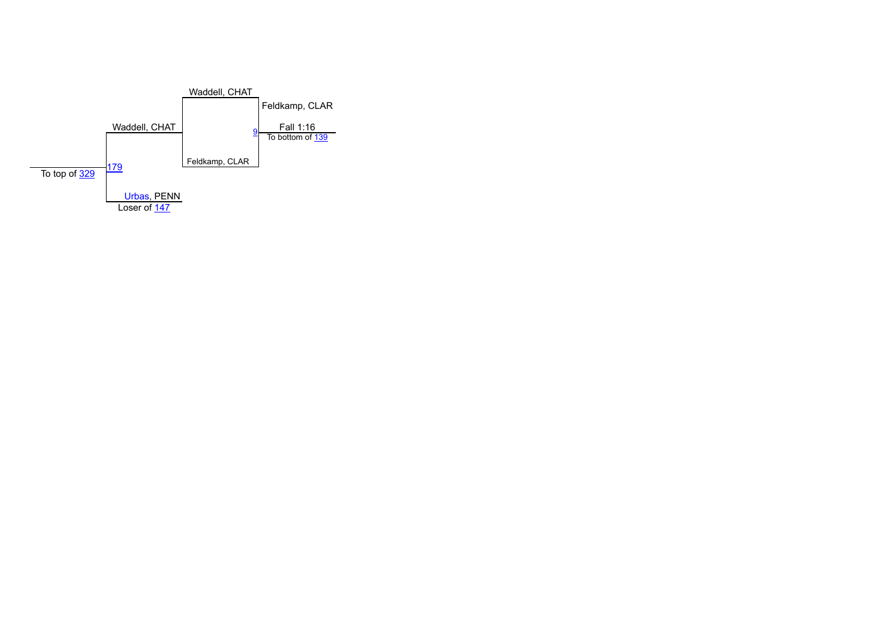Waddell, CHAT

Feldkamp, CLAR

Waddell, CHAT

9

Fall 1:16

To bottom of 139

To top of 329

179

Feldkamp, CLAR

Urbas, PENN

Loser of 147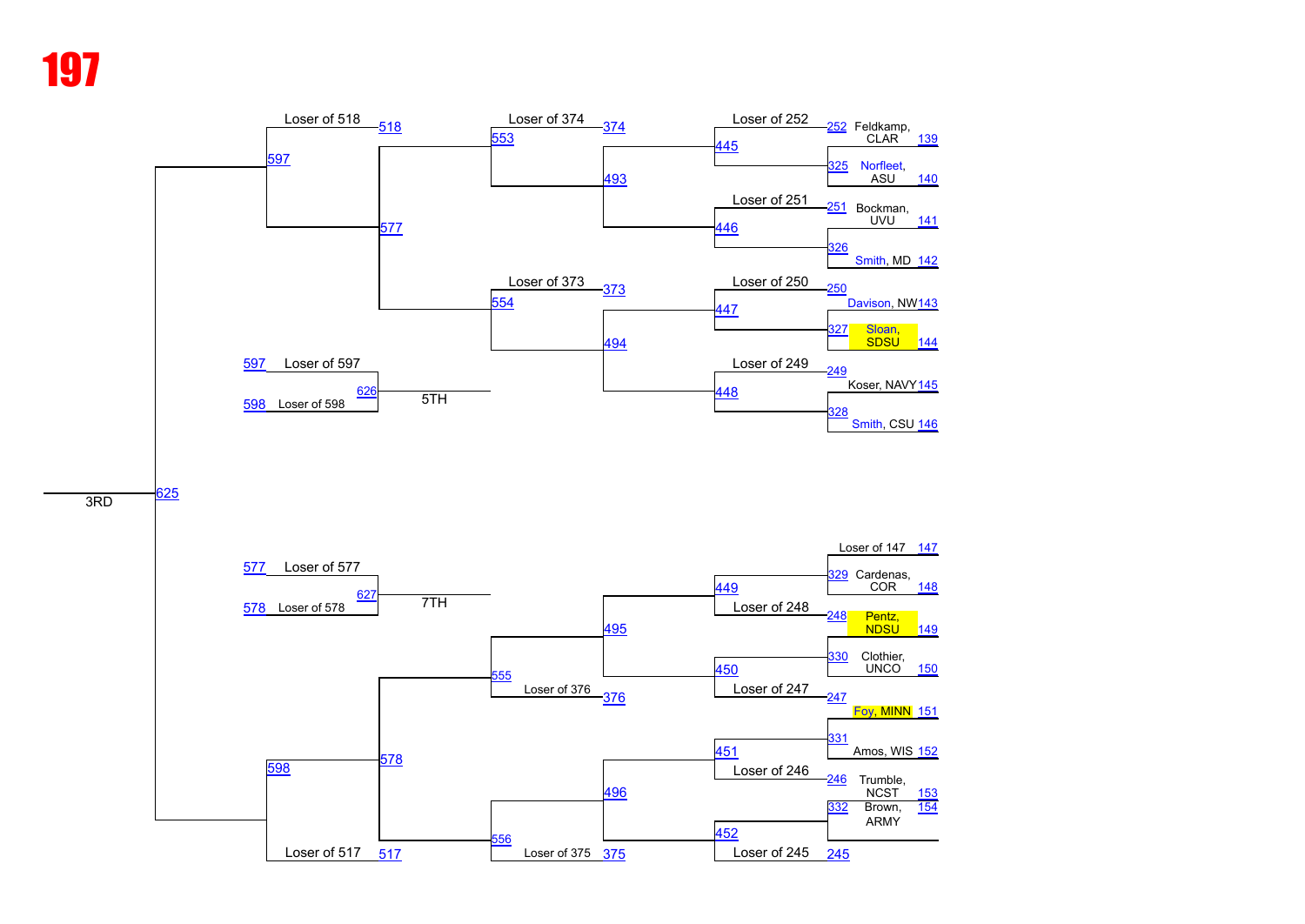# 197

## Consolation Bracket

### Top half

| Match | Competitors |
| --- | --- |
| 139 | Feldkamp, CLAR |
| 140 | Norfleet, ASU |
| 141 | Bockman, UVU |
| 142 | Smith, MD |
| 143 | Davison, NW |
| 144 | Sloan, SDSU |
| 145 | Koser, NAVY |
| 146 | Smith, CSU |

- 325: Norfleet, ASU vs winner of 252 (Feldkamp, CLAR)
- 326: Smith, MD vs winner of 251 (Bockman, UVU)
- 327: Sloan, SDSU vs winner of 250 (Davison, NW)
- 328: Smith, CSU vs winner of 249 (Koser, NAVY)
- 445: Loser of 252 vs winner of 325
- 446: Loser of 251 vs winner of 326
- 447: Loser of 250 vs winner of 327
- 448: Loser of 249 vs winner of 328
- 493: winner of 445 vs winner of 446
- 494: winner of 447 vs winner of 448
- 553: Loser of 374 vs winner of 493
- 554: Loser of 373 vs winner of 494
- 577: winner of 553 vs winner of 554
- 597: Loser of 518 vs winner of 577

### Bottom half

| Match | Competitors |
| --- | --- |
| 147 | Loser of 147 |
| 148 | Cardenas, COR |
| 149 | Pentz, NDSU |
| 150 | Clothier, UNCO |
| 151 | Foy, MINN |
| 152 | Amos, WIS |
| 153 | Trumble, NCST |
| 154 | Brown, ARMY |

- 329: Cardenas, COR vs Loser of 147
- 248: Pentz, NDSU
- 330: Clothier, UNCO vs winner of 248
- 247: Foy, MINN
- 331: Amos, WIS vs winner of 247
- 246: Trumble, NCST
- 332: Brown, ARMY vs winner of 246
- 245
- 449: winner of 329 vs Loser of 248
- 450: winner of 330 vs Loser of 247
- 451: winner of 331 vs Loser of 246
- 452: winner of 332 vs Loser of 245
- 495: winner of 449 vs winner of 450
- 496: winner of 451 vs winner of 452
- 555: winner of 495 vs Loser of 376
- 556: winner of 496 vs Loser of 375
- 578: winner of 555 vs winner of 556
- 598: winner of 578 vs Loser of 517

### Placement matches

- 625 – 3RD: winner of 597 vs winner of 598
- 626 – 5TH: Loser of 597 vs Loser of 598
- 627 – 7TH: Loser of 577 vs Loser of 578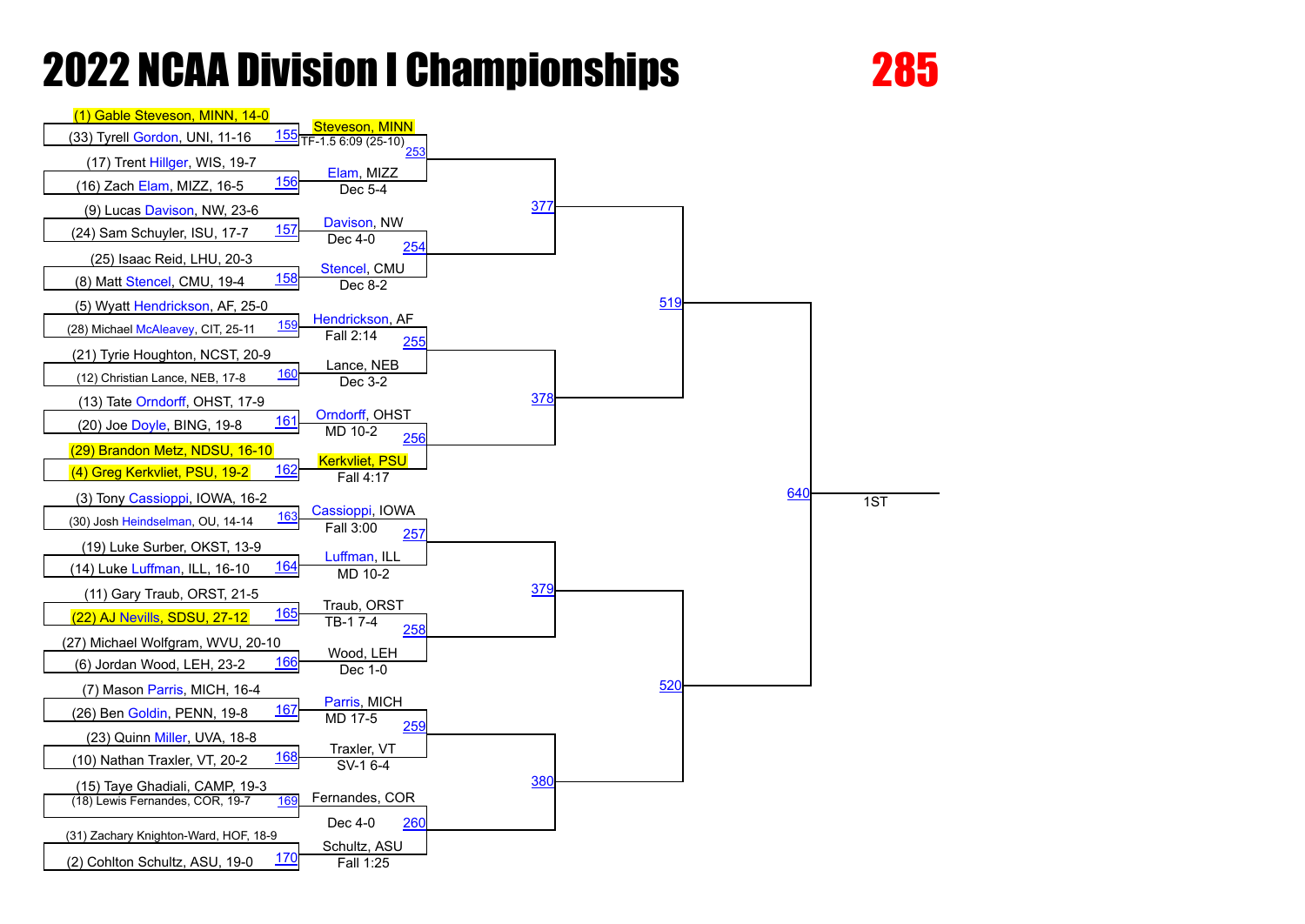# 2022 NCAA Division I Championships

## 285

### First Round

| Bout | Wrestler 1 | Wrestler 2 | Winner | Result |
|---|---|---|---|---|
| 155 | (1) Gable Steveson, MINN, 14-0 | (33) Tyrell Gordon, UNI, 11-16 | Steveson, MINN | TF-1.5 6:09 (25-10) |
| 156 | (17) Trent Hillger, WIS, 19-7 | (16) Zach Elam, MIZZ, 16-5 | Elam, MIZZ | Dec 5-4 |
| 157 | (9) Lucas Davison, NW, 23-6 | (24) Sam Schuyler, ISU, 17-7 | Davison, NW | Dec 4-0 |
| 158 | (25) Isaac Reid, LHU, 20-3 | (8) Matt Stencel, CMU, 19-4 | Stencel, CMU | Dec 8-2 |
| 159 | (5) Wyatt Hendrickson, AF, 25-0 | (28) Michael McAleavey, CIT, 25-11 | Hendrickson, AF | Fall 2:14 |
| 160 | (21) Tyrie Houghton, NCST, 20-9 | (12) Christian Lance, NEB, 17-8 | Lance, NEB | Dec 3-2 |
| 161 | (13) Tate Orndorff, OHST, 17-9 | (20) Joe Doyle, BING, 19-8 | Orndorff, OHST | MD 10-2 |
| 162 | (29) Brandon Metz, NDSU, 16-10 | (4) Greg Kerkvliet, PSU, 19-2 | Kerkvliet, PSU | Fall 4:17 |
| 163 | (3) Tony Cassioppi, IOWA, 16-2 | (30) Josh Heindselman, OU, 14-14 | Cassioppi, IOWA | Fall 3:00 |
| 164 | (19) Luke Surber, OKST, 13-9 | (14) Luke Luffman, ILL, 16-10 | Luffman, ILL | MD 10-2 |
| 165 | (11) Gary Traub, ORST, 21-5 | (22) AJ Nevills, SDSU, 27-12 | Traub, ORST | TB-1 7-4 |
| 166 | (27) Michael Wolfgram, WVU, 20-10 | (6) Jordan Wood, LEH, 23-2 | Wood, LEH | Dec 1-0 |
| 167 | (7) Mason Parris, MICH, 16-4 | (26) Ben Goldin, PENN, 19-8 | Parris, MICH | MD 17-5 |
| 168 | (23) Quinn Miller, UVA, 18-8 | (10) Nathan Traxler, VT, 20-2 | Traxler, VT | SV-1 6-4 |
| 169 | (15) Taye Ghadiali, CAMP, 19-3 | (18) Lewis Fernandes, COR, 19-7 | Fernandes, COR | Dec 4-0 |
| 170 | (31) Zachary Knighton-Ward, HOF, 18-9 | (2) Cohlton Schultz, ASU, 19-0 | Schultz, ASU | Fall 1:25 |

### Later Rounds

| Bout | Feeds from |
|---|---|
| 253 | 155 / 156 |
| 254 | 157 / 158 |
| 255 | 159 / 160 |
| 256 | 161 / 162 |
| 257 | 163 / 164 |
| 258 | 165 / 166 |
| 259 | 167 / 168 |
| 260 | 169 / 170 |
| 377 | 253 / 254 |
| 378 | 255 / 256 |
| 379 | 257 / 258 |
| 380 | 259 / 260 |
| 519 | 377 / 378 |
| 520 | 379 / 380 |
| 640 | 519 / 520 — 1ST |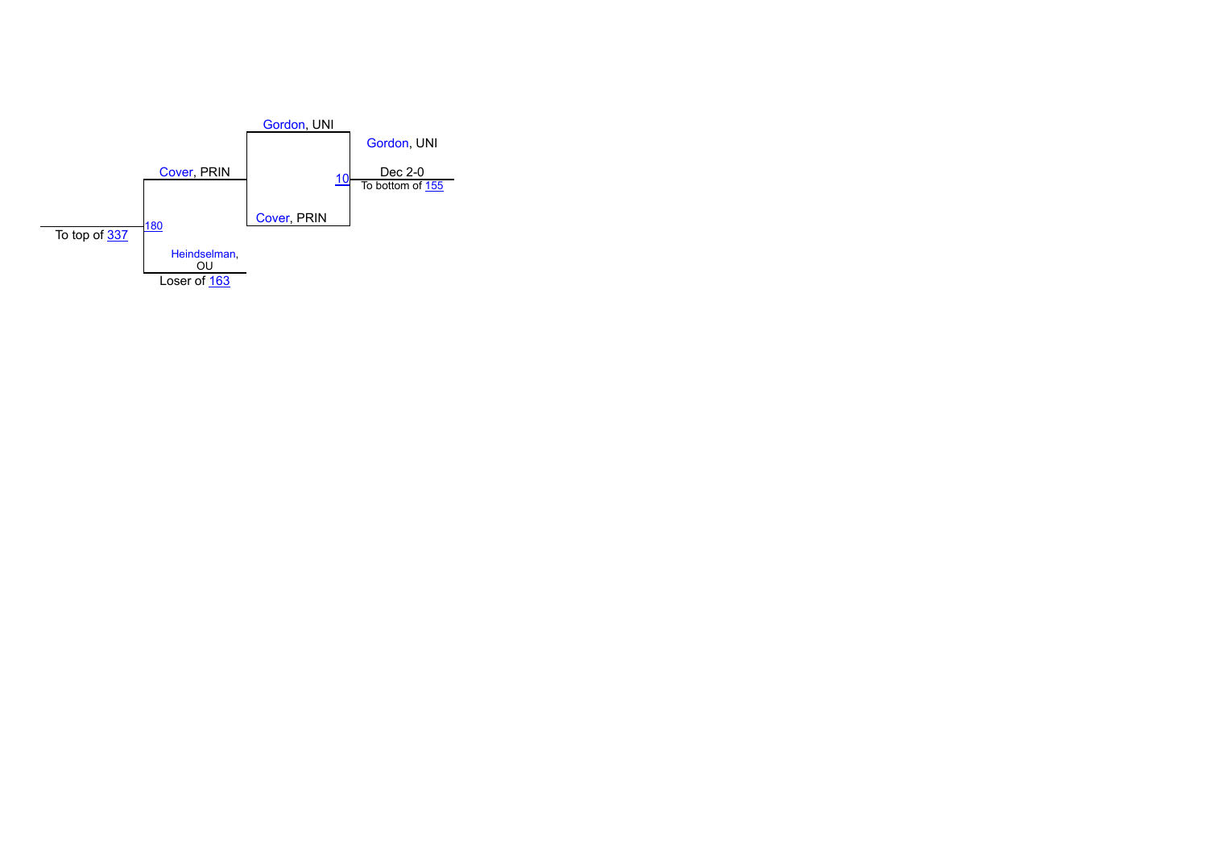Gordon, UNI

Gordon, UNI

Cover, PRIN

10 — Dec 2-0

To bottom of 155

Cover, PRIN

To top of 337

180

Heindselman, OU

Loser of 163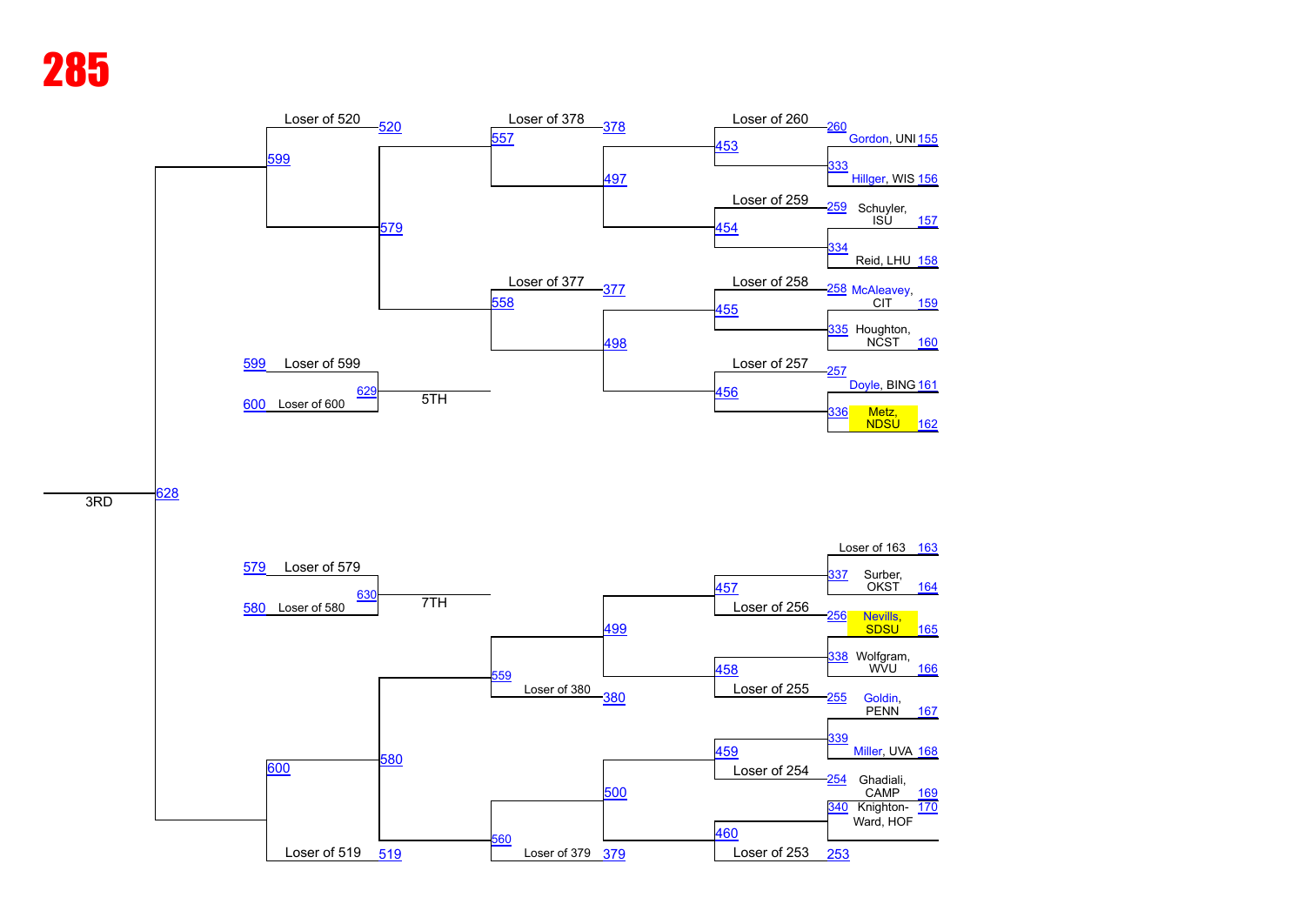# 285

Loser of 520 520

599

Loser of 378 378

557

579

497

Loser of 260 260

453

Gordon, UNI 155

333

Hillger, WIS 156

Loser of 259 259

454

Schuyler, ISU 157

334

Reid, LHU 158

Loser of 377 377

558

498

Loser of 258 258

455

McAleavey, CIT 159

335

Houghton, NCST 160

599 Loser of 599

629

600 Loser of 600

5TH

Loser of 257 257

456

Doyle, BING 161

336

Metz, NDSU 162

3RD

628

Loser of 163 163

337

Surber, OKST 164

579 Loser of 579

630

580 Loser of 580

7TH

457

Loser of 256 256

Nevills, SDSU 165

499

338

Wolfgram, WVU 166

458

559

Loser of 380 380

Loser of 255 255

Goldin, PENN 167

580

339

Miller, UVA 168

459

600

500

Loser of 254 254

Ghadiali, CAMP 169

340

Knighton-Ward, HOF 170

560

460

Loser of 519 519

Loser of 379 379

Loser of 253 253